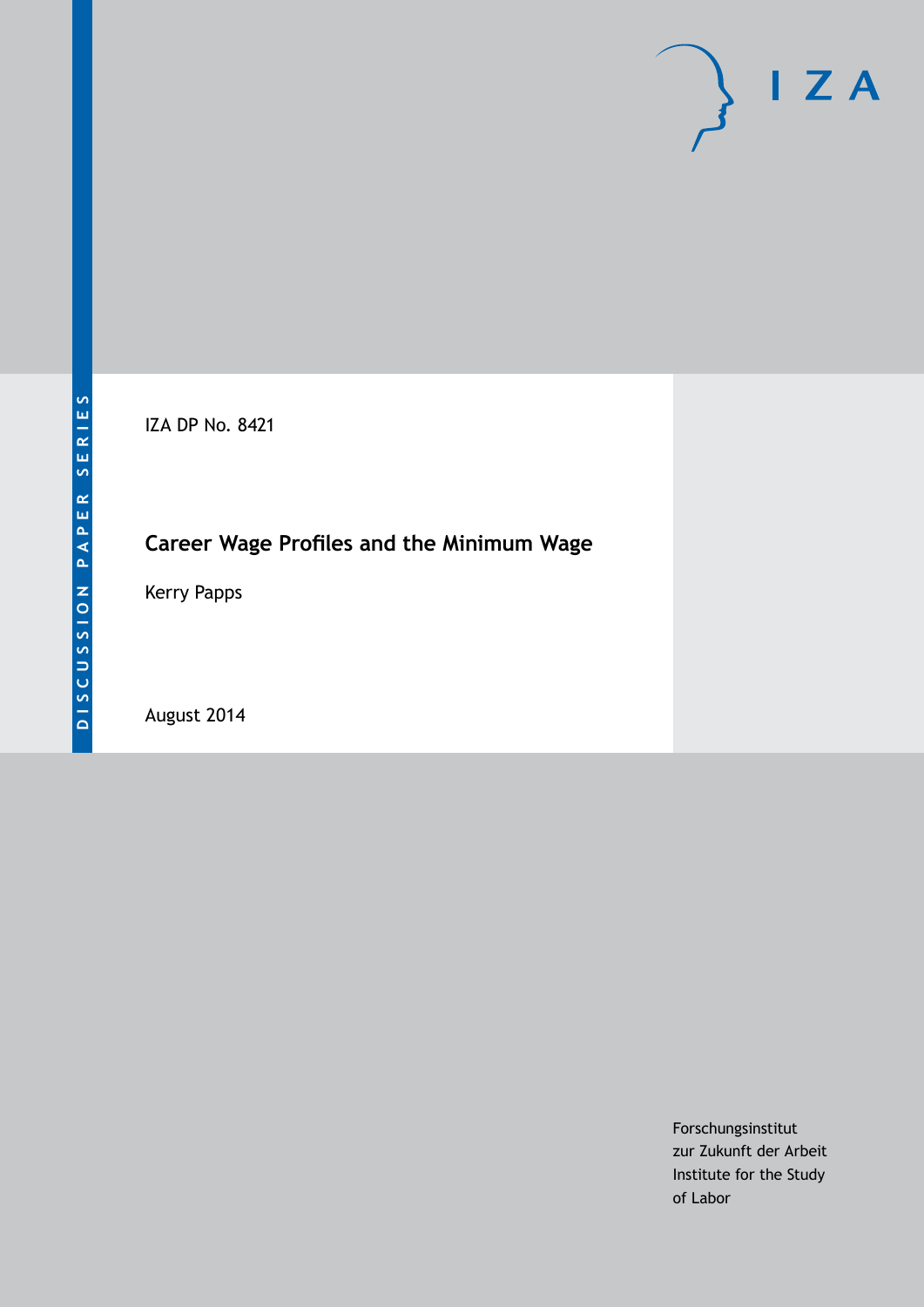DISCUSSION PAPER SERIES

IZA DP No. 8421

# Career Wage Profiles and the Minimum Wage

Kerry Papps

August 2014

Forschungsinstitut
zur Zukunft der Arbeit
Institute for the Study
of Labor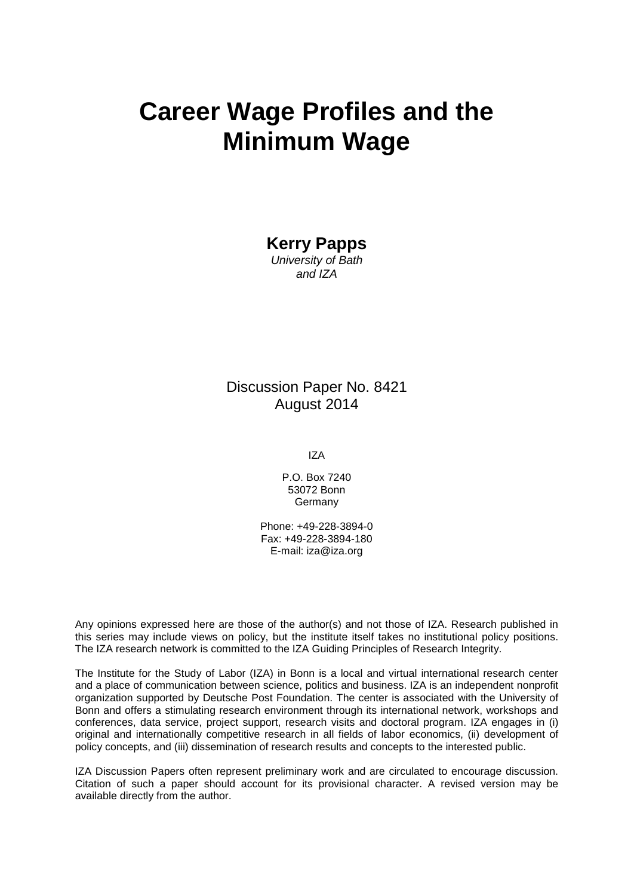# Career Wage Profiles and the Minimum Wage

**Kerry Papps**

*University of Bath*
*and IZA*

Discussion Paper No. 8421
August 2014

IZA

P.O. Box 7240
53072 Bonn
Germany

Phone: +49-228-3894-0
Fax: +49-228-3894-180
E-mail: iza@iza.org

Any opinions expressed here are those of the author(s) and not those of IZA. Research published in this series may include views on policy, but the institute itself takes no institutional policy positions. The IZA research network is committed to the IZA Guiding Principles of Research Integrity.

The Institute for the Study of Labor (IZA) in Bonn is a local and virtual international research center and a place of communication between science, politics and business. IZA is an independent nonprofit organization supported by Deutsche Post Foundation. The center is associated with the University of Bonn and offers a stimulating research environment through its international network, workshops and conferences, data service, project support, research visits and doctoral program. IZA engages in (i) original and internationally competitive research in all fields of labor economics, (ii) development of policy concepts, and (iii) dissemination of research results and concepts to the interested public.

IZA Discussion Papers often represent preliminary work and are circulated to encourage discussion. Citation of such a paper should account for its provisional character. A revised version may be available directly from the author.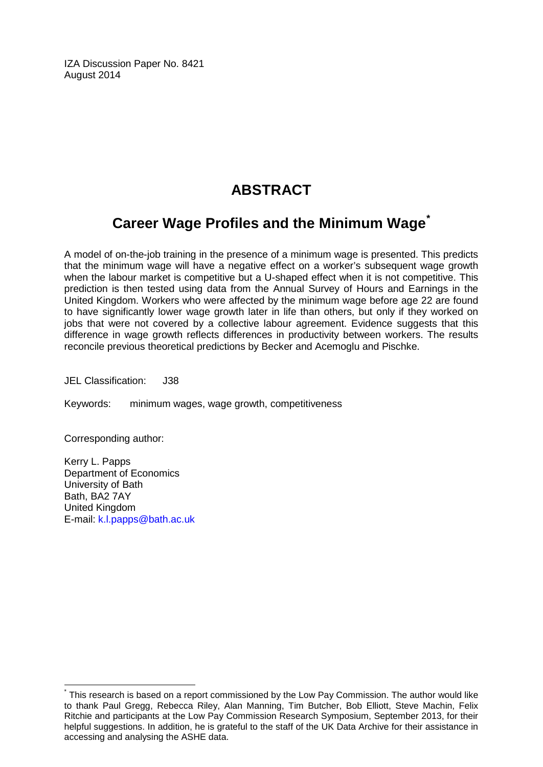IZA Discussion Paper No. 8421
August 2014

# ABSTRACT

## Career Wage Profiles and the Minimum Wage*

A model of on-the-job training in the presence of a minimum wage is presented. This predicts that the minimum wage will have a negative effect on a worker's subsequent wage growth when the labour market is competitive but a U-shaped effect when it is not competitive. This prediction is then tested using data from the Annual Survey of Hours and Earnings in the United Kingdom. Workers who were affected by the minimum wage before age 22 are found to have significantly lower wage growth later in life than others, but only if they worked on jobs that were not covered by a collective labour agreement. Evidence suggests that this difference in wage growth reflects differences in productivity between workers. The results reconcile previous theoretical predictions by Becker and Acemoglu and Pischke.

JEL Classification: J38

Keywords: minimum wages, wage growth, competitiveness

Corresponding author:

Kerry L. Papps
Department of Economics
University of Bath
Bath, BA2 7AY
United Kingdom
E-mail: k.l.papps@bath.ac.uk

---

* This research is based on a report commissioned by the Low Pay Commission. The author would like to thank Paul Gregg, Rebecca Riley, Alan Manning, Tim Butcher, Bob Elliott, Steve Machin, Felix Ritchie and participants at the Low Pay Commission Research Symposium, September 2013, for their helpful suggestions. In addition, he is grateful to the staff of the UK Data Archive for their assistance in accessing and analysing the ASHE data.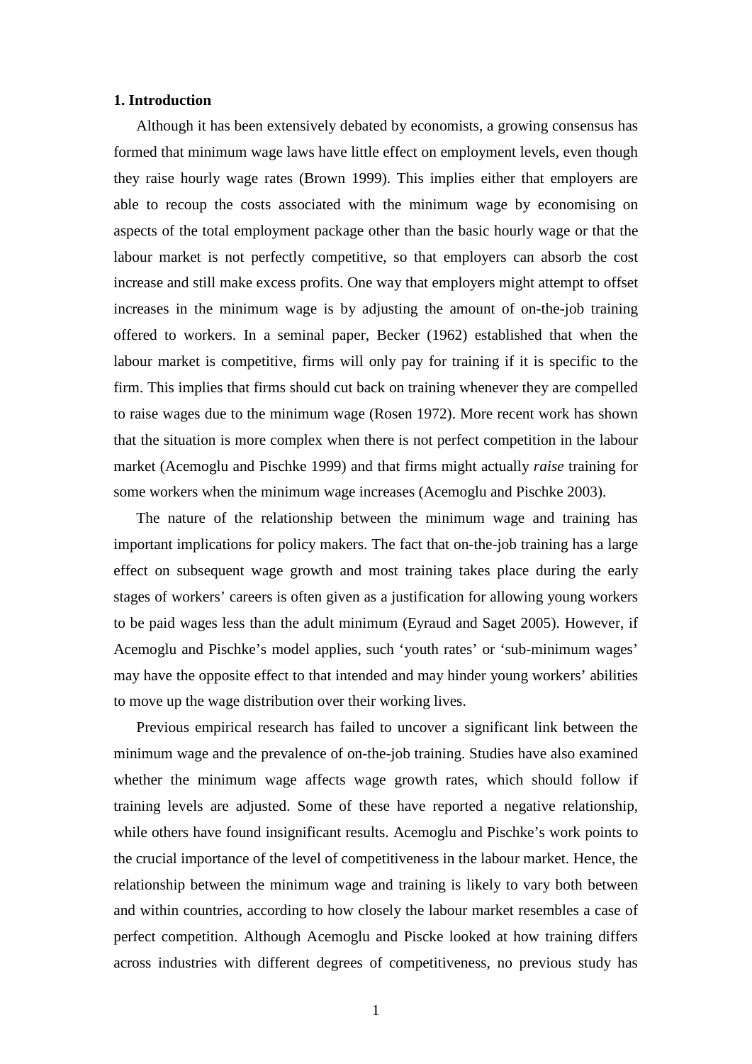## 1. Introduction

Although it has been extensively debated by economists, a growing consensus has formed that minimum wage laws have little effect on employment levels, even though they raise hourly wage rates (Brown 1999). This implies either that employers are able to recoup the costs associated with the minimum wage by economising on aspects of the total employment package other than the basic hourly wage or that the labour market is not perfectly competitive, so that employers can absorb the cost increase and still make excess profits. One way that employers might attempt to offset increases in the minimum wage is by adjusting the amount of on-the-job training offered to workers. In a seminal paper, Becker (1962) established that when the labour market is competitive, firms will only pay for training if it is specific to the firm. This implies that firms should cut back on training whenever they are compelled to raise wages due to the minimum wage (Rosen 1972). More recent work has shown that the situation is more complex when there is not perfect competition in the labour market (Acemoglu and Pischke 1999) and that firms might actually *raise* training for some workers when the minimum wage increases (Acemoglu and Pischke 2003).

The nature of the relationship between the minimum wage and training has important implications for policy makers. The fact that on-the-job training has a large effect on subsequent wage growth and most training takes place during the early stages of workers' careers is often given as a justification for allowing young workers to be paid wages less than the adult minimum (Eyraud and Saget 2005). However, if Acemoglu and Pischke's model applies, such 'youth rates' or 'sub-minimum wages' may have the opposite effect to that intended and may hinder young workers' abilities to move up the wage distribution over their working lives.

Previous empirical research has failed to uncover a significant link between the minimum wage and the prevalence of on-the-job training. Studies have also examined whether the minimum wage affects wage growth rates, which should follow if training levels are adjusted. Some of these have reported a negative relationship, while others have found insignificant results. Acemoglu and Pischke's work points to the crucial importance of the level of competitiveness in the labour market. Hence, the relationship between the minimum wage and training is likely to vary both between and within countries, according to how closely the labour market resembles a case of perfect competition. Although Acemoglu and Piscke looked at how training differs across industries with different degrees of competitiveness, no previous study has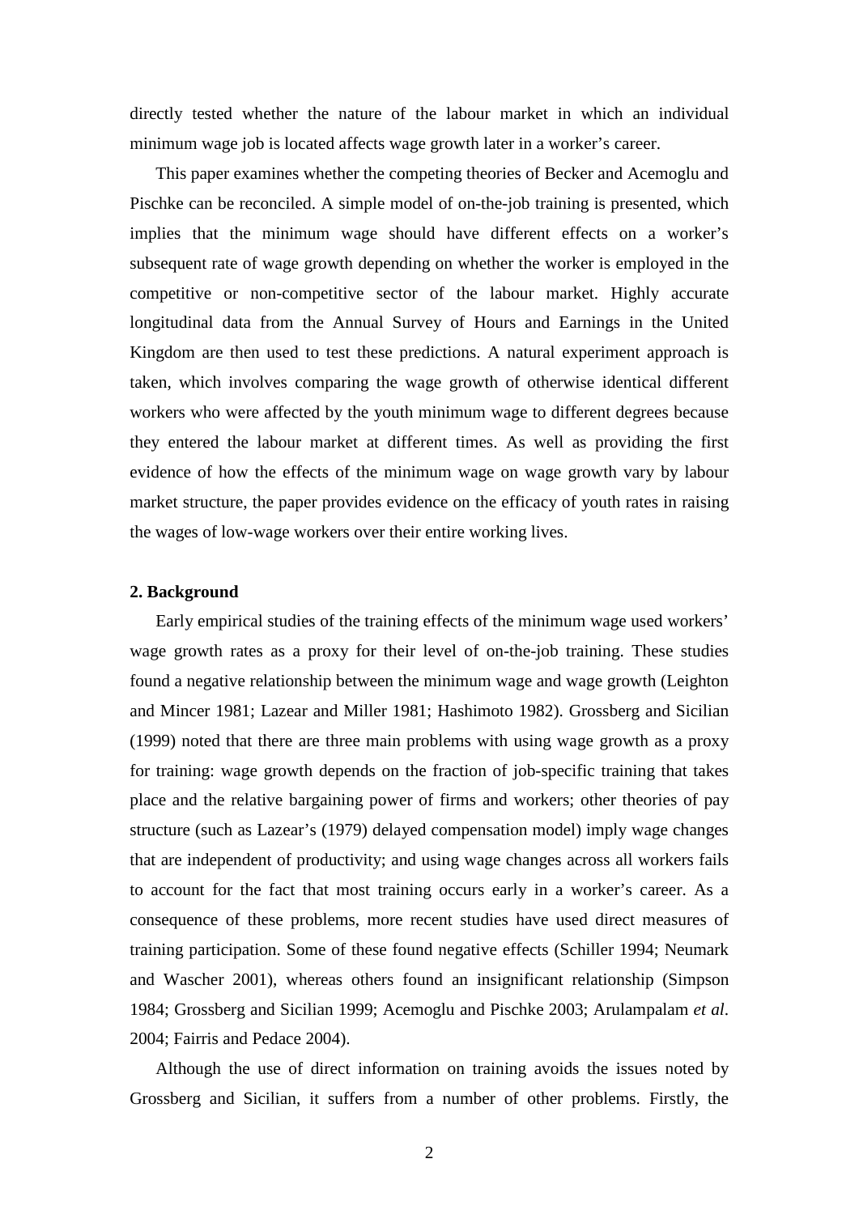directly tested whether the nature of the labour market in which an individual minimum wage job is located affects wage growth later in a worker's career.

This paper examines whether the competing theories of Becker and Acemoglu and Pischke can be reconciled. A simple model of on-the-job training is presented, which implies that the minimum wage should have different effects on a worker's subsequent rate of wage growth depending on whether the worker is employed in the competitive or non-competitive sector of the labour market. Highly accurate longitudinal data from the Annual Survey of Hours and Earnings in the United Kingdom are then used to test these predictions. A natural experiment approach is taken, which involves comparing the wage growth of otherwise identical different workers who were affected by the youth minimum wage to different degrees because they entered the labour market at different times. As well as providing the first evidence of how the effects of the minimum wage on wage growth vary by labour market structure, the paper provides evidence on the efficacy of youth rates in raising the wages of low-wage workers over their entire working lives.

## 2. Background

Early empirical studies of the training effects of the minimum wage used workers' wage growth rates as a proxy for their level of on-the-job training. These studies found a negative relationship between the minimum wage and wage growth (Leighton and Mincer 1981; Lazear and Miller 1981; Hashimoto 1982). Grossberg and Sicilian (1999) noted that there are three main problems with using wage growth as a proxy for training: wage growth depends on the fraction of job-specific training that takes place and the relative bargaining power of firms and workers; other theories of pay structure (such as Lazear's (1979) delayed compensation model) imply wage changes that are independent of productivity; and using wage changes across all workers fails to account for the fact that most training occurs early in a worker's career. As a consequence of these problems, more recent studies have used direct measures of training participation. Some of these found negative effects (Schiller 1994; Neumark and Wascher 2001), whereas others found an insignificant relationship (Simpson 1984; Grossberg and Sicilian 1999; Acemoglu and Pischke 2003; Arulampalam *et al*. 2004; Fairris and Pedace 2004).

Although the use of direct information on training avoids the issues noted by Grossberg and Sicilian, it suffers from a number of other problems. Firstly, the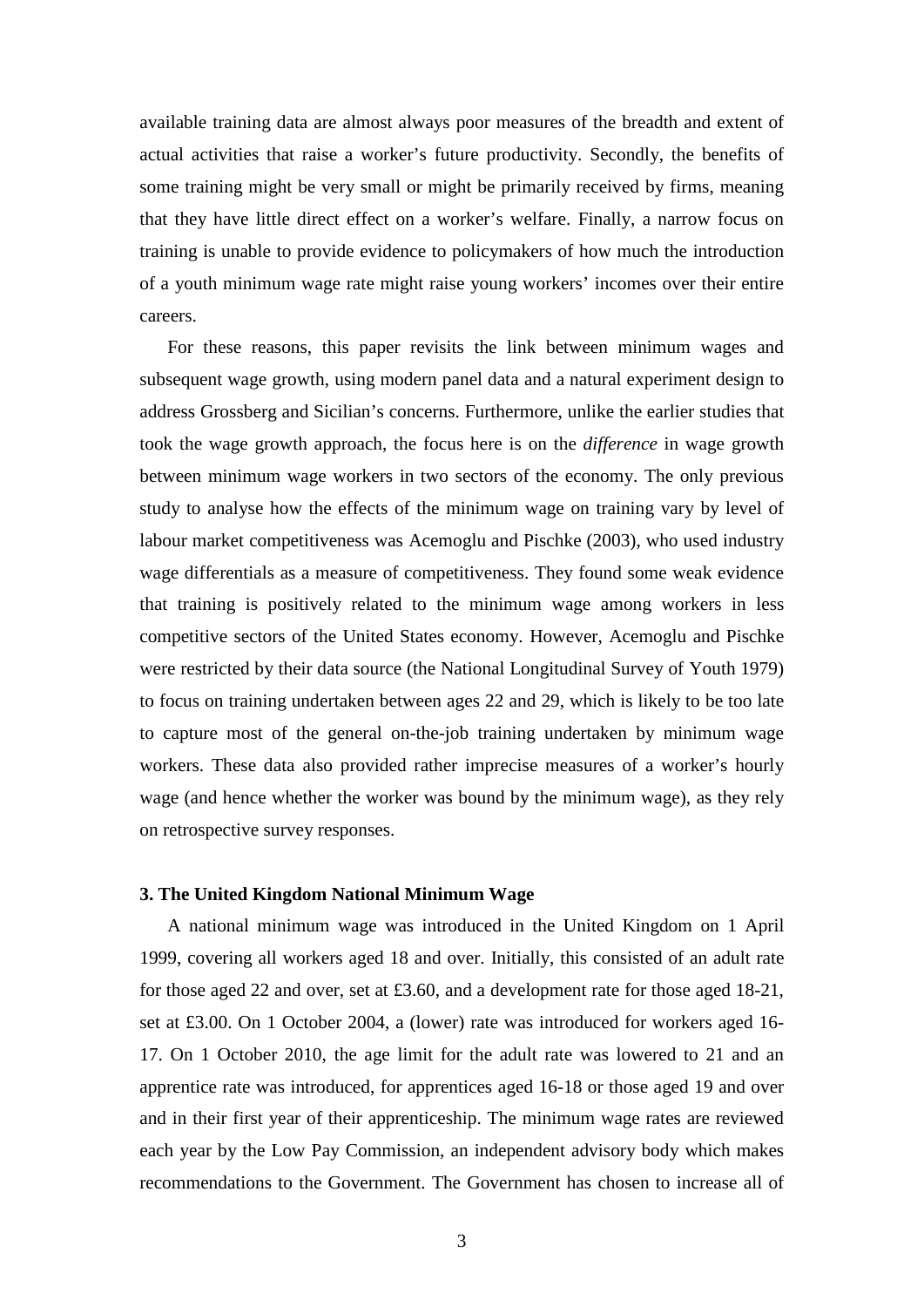available training data are almost always poor measures of the breadth and extent of actual activities that raise a worker's future productivity. Secondly, the benefits of some training might be very small or might be primarily received by firms, meaning that they have little direct effect on a worker's welfare. Finally, a narrow focus on training is unable to provide evidence to policymakers of how much the introduction of a youth minimum wage rate might raise young workers' incomes over their entire careers.

For these reasons, this paper revisits the link between minimum wages and subsequent wage growth, using modern panel data and a natural experiment design to address Grossberg and Sicilian's concerns. Furthermore, unlike the earlier studies that took the wage growth approach, the focus here is on the *difference* in wage growth between minimum wage workers in two sectors of the economy. The only previous study to analyse how the effects of the minimum wage on training vary by level of labour market competitiveness was Acemoglu and Pischke (2003), who used industry wage differentials as a measure of competitiveness. They found some weak evidence that training is positively related to the minimum wage among workers in less competitive sectors of the United States economy. However, Acemoglu and Pischke were restricted by their data source (the National Longitudinal Survey of Youth 1979) to focus on training undertaken between ages 22 and 29, which is likely to be too late to capture most of the general on-the-job training undertaken by minimum wage workers. These data also provided rather imprecise measures of a worker's hourly wage (and hence whether the worker was bound by the minimum wage), as they rely on retrospective survey responses.

### 3. The United Kingdom National Minimum Wage

A national minimum wage was introduced in the United Kingdom on 1 April 1999, covering all workers aged 18 and over. Initially, this consisted of an adult rate for those aged 22 and over, set at £3.60, and a development rate for those aged 18-21, set at £3.00. On 1 October 2004, a (lower) rate was introduced for workers aged 16-17. On 1 October 2010, the age limit for the adult rate was lowered to 21 and an apprentice rate was introduced, for apprentices aged 16-18 or those aged 19 and over and in their first year of their apprenticeship. The minimum wage rates are reviewed each year by the Low Pay Commission, an independent advisory body which makes recommendations to the Government. The Government has chosen to increase all of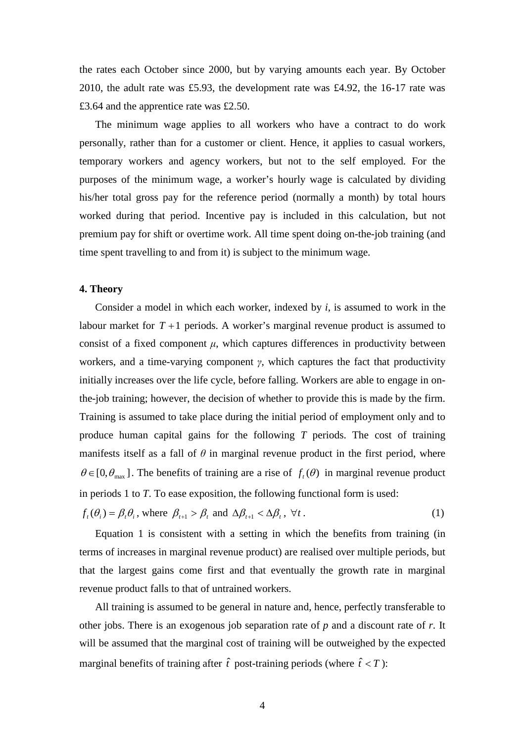the rates each October since 2000, but by varying amounts each year. By October 2010, the adult rate was £5.93, the development rate was £4.92, the 16-17 rate was £3.64 and the apprentice rate was £2.50.

The minimum wage applies to all workers who have a contract to do work personally, rather than for a customer or client. Hence, it applies to casual workers, temporary workers and agency workers, but not to the self employed. For the purposes of the minimum wage, a worker's hourly wage is calculated by dividing his/her total gross pay for the reference period (normally a month) by total hours worked during that period. Incentive pay is included in this calculation, but not premium pay for shift or overtime work. All time spent doing on-the-job training (and time spent travelling to and from it) is subject to the minimum wage.

**4. Theory**

Consider a model in which each worker, indexed by *i*, is assumed to work in the labour market for $T+1$ periods. A worker's marginal revenue product is assumed to consist of a fixed component $\mu$, which captures differences in productivity between workers, and a time-varying component $\gamma$, which captures the fact that productivity initially increases over the life cycle, before falling. Workers are able to engage in on-the-job training; however, the decision of whether to provide this is made by the firm. Training is assumed to take place during the initial period of employment only and to produce human capital gains for the following *T* periods. The cost of training manifests itself as a fall of $\theta$ in marginal revenue product in the first period, where $\theta \in [0, \theta_{\max}]$. The benefits of training are a rise of $f_t(\theta)$ in marginal revenue product in periods 1 to *T*. To ease exposition, the following functional form is used:

$$f_t(\theta_i) = \beta_t \theta_i \text{, where } \beta_{t+1} > \beta_t \text{ and } \Delta\beta_{t+1} < \Delta\beta_t \text{, } \forall t \text{.} \tag{1}$$

Equation 1 is consistent with a setting in which the benefits from training (in terms of increases in marginal revenue product) are realised over multiple periods, but that the largest gains come first and that eventually the growth rate in marginal revenue product falls to that of untrained workers.

All training is assumed to be general in nature and, hence, perfectly transferable to other jobs. There is an exogenous job separation rate of *p* and a discount rate of *r*. It will be assumed that the marginal cost of training will be outweighed by the expected marginal benefits of training after $\hat{t}$ post-training periods (where $\hat{t} < T$):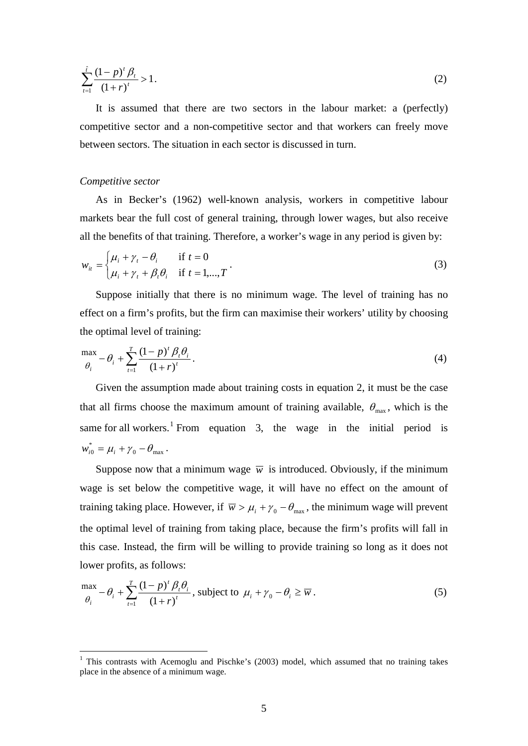$$\sum_{t=1}^{\hat{t}} \frac{(1-p)^t \beta_t}{(1+r)^t} > 1. \tag{2}$$

It is assumed that there are two sectors in the labour market: a (perfectly) competitive sector and a non-competitive sector and that workers can freely move between sectors. The situation in each sector is discussed in turn.

*Competitive sector*

As in Becker's (1962) well-known analysis, workers in competitive labour markets bear the full cost of general training, through lower wages, but also receive all the benefits of that training. Therefore, a worker's wage in any period is given by:

$$w_{it} = \begin{cases} \mu_i + \gamma_t - \theta_i & \text{if } t = 0 \\ \mu_i + \gamma_t + \beta_t \theta_i & \text{if } t = 1,...,T \end{cases}. \tag{3}$$

Suppose initially that there is no minimum wage. The level of training has no effect on a firm's profits, but the firm can maximise their workers' utility by choosing the optimal level of training:

$$\max_{\theta_i} -\theta_i + \sum_{t=1}^{T} \frac{(1-p)^t \beta_t \theta_i}{(1+r)^t}. \tag{4}$$

Given the assumption made about training costs in equation 2, it must be the case that all firms choose the maximum amount of training available, $\theta_{\max}$, which is the same for all workers.[1] From equation 3, the wage in the initial period is $w_{i0}^* = \mu_i + \gamma_0 - \theta_{\max}$.

Suppose now that a minimum wage $\overline{w}$ is introduced. Obviously, if the minimum wage is set below the competitive wage, it will have no effect on the amount of training taking place. However, if $\overline{w} > \mu_i + \gamma_0 - \theta_{\max}$, the minimum wage will prevent the optimal level of training from taking place, because the firm's profits will fall in this case. Instead, the firm will be willing to provide training so long as it does not lower profits, as follows:

$$\max_{\theta_i} -\theta_i + \sum_{t=1}^{T} \frac{(1-p)^t \beta_t \theta_i}{(1+r)^t}, \text{ subject to } \mu_i + \gamma_0 - \theta_i \geq \overline{w}. \tag{5}$$

[1] This contrasts with Acemoglu and Pischke's (2003) model, which assumed that no training takes place in the absence of a minimum wage.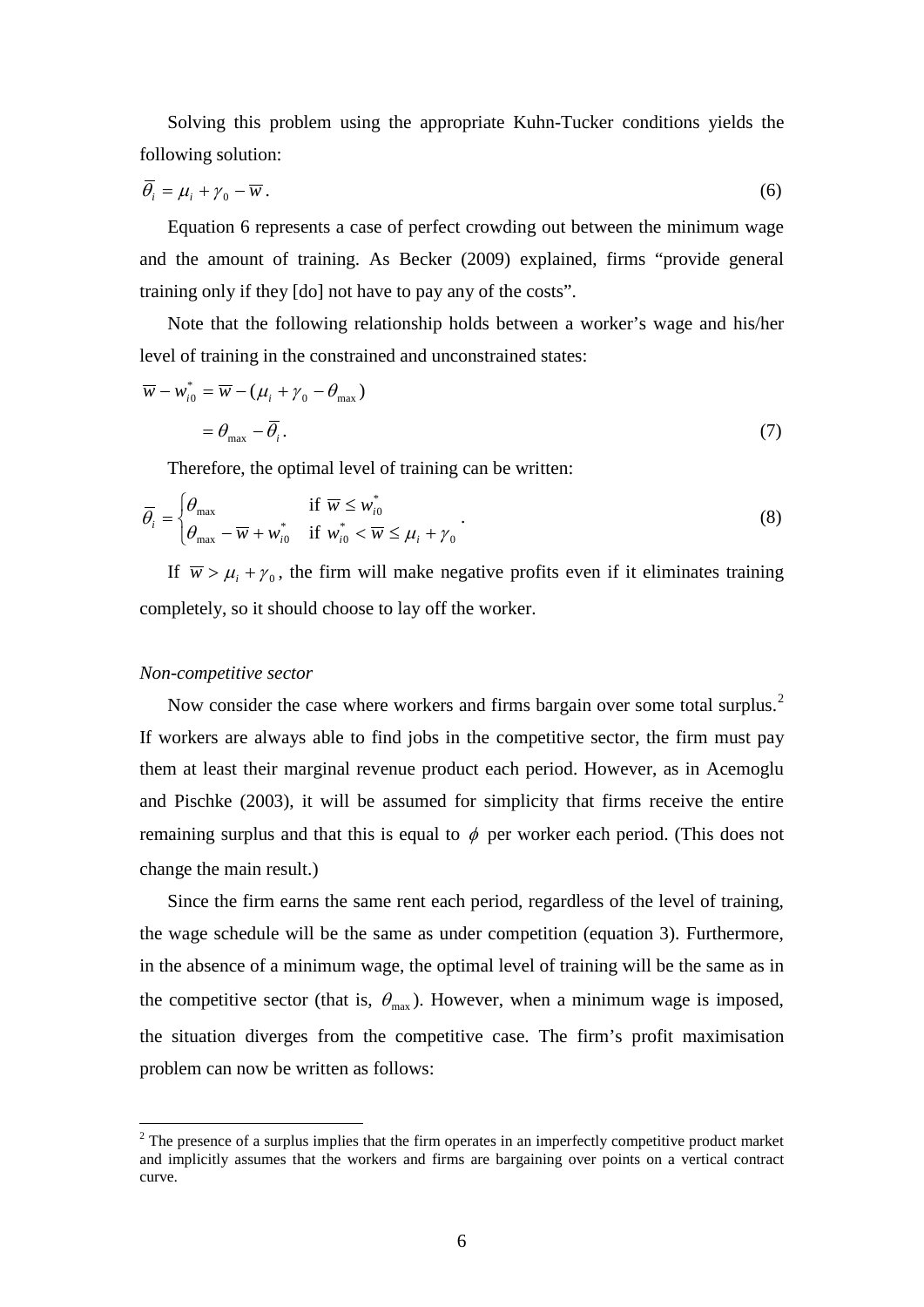Solving this problem using the appropriate Kuhn-Tucker conditions yields the following solution:

$$\overline{\theta}_i = \mu_i + \gamma_0 - \overline{w}. \tag{6}$$

Equation 6 represents a case of perfect crowding out between the minimum wage and the amount of training. As Becker (2009) explained, firms "provide general training only if they [do] not have to pay any of the costs".

Note that the following relationship holds between a worker's wage and his/her level of training in the constrained and unconstrained states:

$$\begin{aligned} \overline{w} - w_{i0}^* &= \overline{w} - (\mu_i + \gamma_0 - \theta_{\max}) \\ &= \theta_{\max} - \overline{\theta}_i. \end{aligned} \tag{7}$$

Therefore, the optimal level of training can be written:

$$\overline{\theta}_i = \begin{cases} \theta_{\max} & \text{if } \overline{w} \leq w_{i0}^* \\ \theta_{\max} - \overline{w} + w_{i0}^* & \text{if } w_{i0}^* < \overline{w} \leq \mu_i + \gamma_0 \end{cases}. \tag{8}$$

If $\overline{w} > \mu_i + \gamma_0$, the firm will make negative profits even if it eliminates training completely, so it should choose to lay off the worker.

*Non-competitive sector*

Now consider the case where workers and firms bargain over some total surplus.[2] If workers are always able to find jobs in the competitive sector, the firm must pay them at least their marginal revenue product each period. However, as in Acemoglu and Pischke (2003), it will be assumed for simplicity that firms receive the entire remaining surplus and that this is equal to $\phi$ per worker each period. (This does not change the main result.)

Since the firm earns the same rent each period, regardless of the level of training, the wage schedule will be the same as under competition (equation 3). Furthermore, in the absence of a minimum wage, the optimal level of training will be the same as in the competitive sector (that is, $\theta_{\max}$). However, when a minimum wage is imposed, the situation diverges from the competitive case. The firm's profit maximisation problem can now be written as follows:

[2] The presence of a surplus implies that the firm operates in an imperfectly competitive product market and implicitly assumes that the workers and firms are bargaining over points on a vertical contract curve.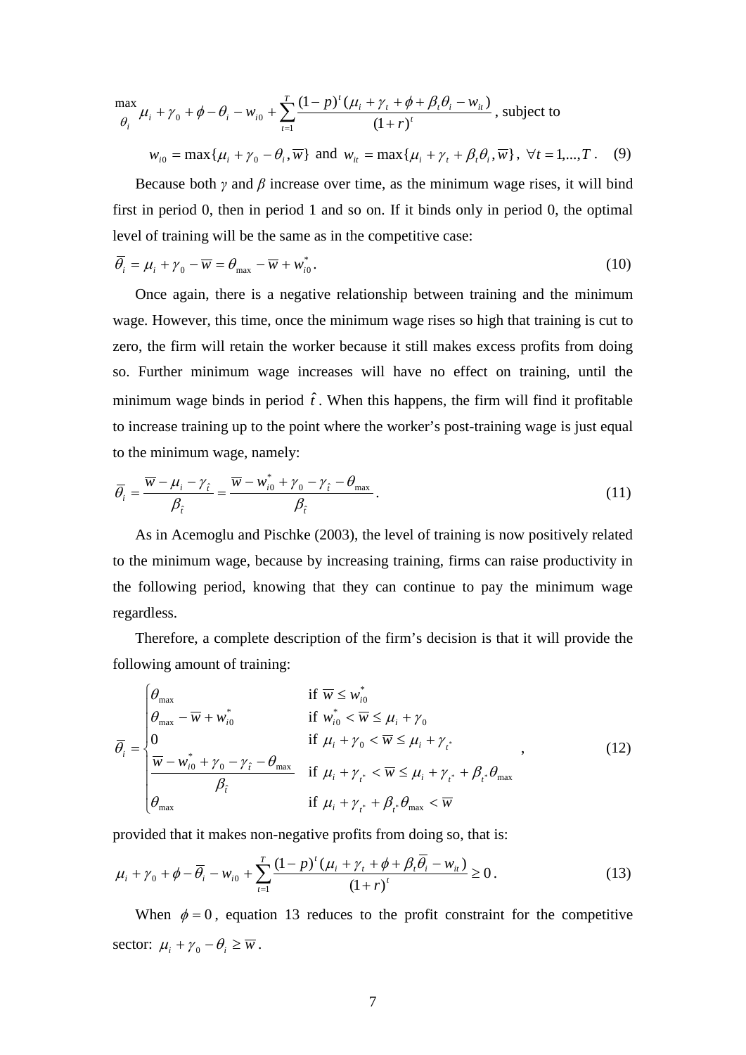$$\max_{\theta_i} \mu_i + \gamma_0 + \phi - \theta_i - w_{i0} + \sum_{t=1}^{T} \frac{(1-p)^t(\mu_i + \gamma_t + \phi + \beta_t\theta_i - w_{it})}{(1+r)^t}, \text{ subject to}$$

$$w_{i0} = \max\{\mu_i + \gamma_0 - \theta_i, \overline{w}\} \text{ and } w_{it} = \max\{\mu_i + \gamma_t + \beta_t\theta_i, \overline{w}\},\ \forall t = 1,...,T. \quad (9)$$

Because both $\gamma$ and $\beta$ increase over time, as the minimum wage rises, it will bind first in period 0, then in period 1 and so on. If it binds only in period 0, the optimal level of training will be the same as in the competitive case:

$$\overline{\theta}_i = \mu_i + \gamma_0 - \overline{w} = \theta_{\max} - \overline{w} + w_{i0}^*. \quad (10)$$

Once again, there is a negative relationship between training and the minimum wage. However, this time, once the minimum wage rises so high that training is cut to zero, the firm will retain the worker because it still makes excess profits from doing so. Further minimum wage increases will have no effect on training, until the minimum wage binds in period $\hat{t}$. When this happens, the firm will find it profitable to increase training up to the point where the worker's post-training wage is just equal to the minimum wage, namely:

$$\overline{\theta}_i = \frac{\overline{w} - \mu_i - \gamma_{\hat{t}}}{\beta_{\hat{t}}} = \frac{\overline{w} - w_{i0}^* + \gamma_0 - \gamma_{\hat{t}} - \theta_{\max}}{\beta_{\hat{t}}}. \quad (11)$$

As in Acemoglu and Pischke (2003), the level of training is now positively related to the minimum wage, because by increasing training, firms can raise productivity in the following period, knowing that they can continue to pay the minimum wage regardless.

Therefore, a complete description of the firm's decision is that it will provide the following amount of training:

$$\overline{\theta}_i = \begin{cases} \theta_{\max} & \text{if } \overline{w} \le w_{i0}^* \\ \theta_{\max} - \overline{w} + w_{i0}^* & \text{if } w_{i0}^* < \overline{w} \le \mu_i + \gamma_0 \\ 0 & \text{if } \mu_i + \gamma_0 < \overline{w} \le \mu_i + \gamma_{t^*} \\ \dfrac{\overline{w} - w_{i0}^* + \gamma_0 - \gamma_{\hat{t}} - \theta_{\max}}{\beta_{\hat{t}}} & \text{if } \mu_i + \gamma_{t^*} < \overline{w} \le \mu_i + \gamma_{t^*} + \beta_{t^*}\theta_{\max} \\ \theta_{\max} & \text{if } \mu_i + \gamma_{t^*} + \beta_{t^*}\theta_{\max} < \overline{w} \end{cases}, \quad (12)$$

provided that it makes non-negative profits from doing so, that is:

$$\mu_i + \gamma_0 + \phi - \overline{\theta}_i - w_{i0} + \sum_{t=1}^{T} \frac{(1-p)^t(\mu_i + \gamma_t + \phi + \beta_t\overline{\theta}_i - w_{it})}{(1+r)^t} \ge 0. \quad (13)$$

When $\phi = 0$, equation 13 reduces to the profit constraint for the competitive sector: $\mu_i + \gamma_0 - \theta_i \ge \overline{w}$.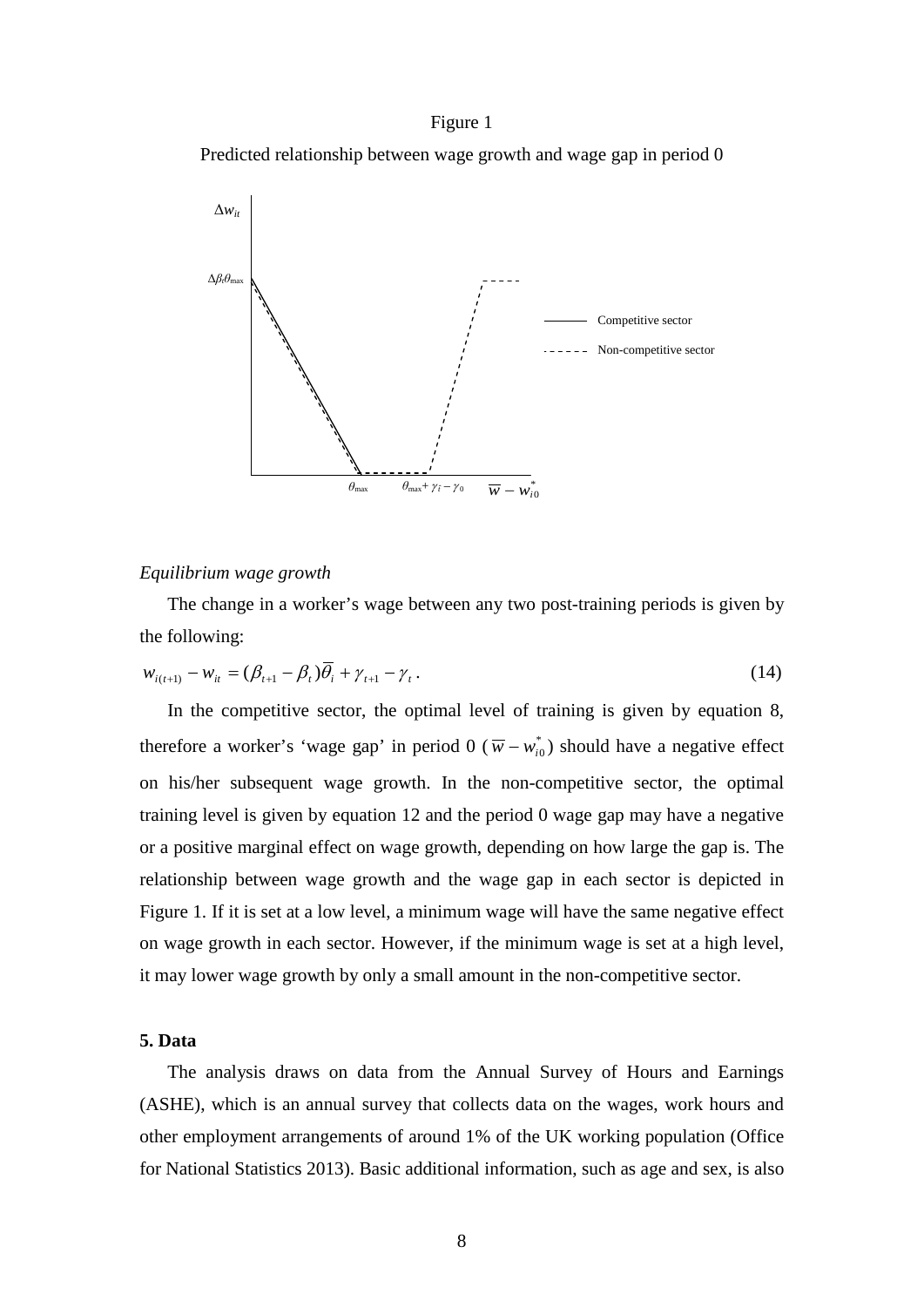Figure 1

Predicted relationship between wage growth and wage gap in period 0

*Equilibrium wage growth*

The change in a worker's wage between any two post-training periods is given by the following:

$$w_{i(t+1)} - w_{it} = (\beta_{t+1} - \beta_t)\overline{\theta}_i + \gamma_{t+1} - \gamma_t \,. \tag{14}$$

In the competitive sector, the optimal level of training is given by equation 8, therefore a worker's 'wage gap' in period 0 ($\overline{w} - w_{i0}^*$) should have a negative effect on his/her subsequent wage growth. In the non-competitive sector, the optimal training level is given by equation 12 and the period 0 wage gap may have a negative or a positive marginal effect on wage growth, depending on how large the gap is. The relationship between wage growth and the wage gap in each sector is depicted in Figure 1. If it is set at a low level, a minimum wage will have the same negative effect on wage growth in each sector. However, if the minimum wage is set at a high level, it may lower wage growth by only a small amount in the non-competitive sector.

## 5. Data

The analysis draws on data from the Annual Survey of Hours and Earnings (ASHE), which is an annual survey that collects data on the wages, work hours and other employment arrangements of around 1% of the UK working population (Office for National Statistics 2013). Basic additional information, such as age and sex, is also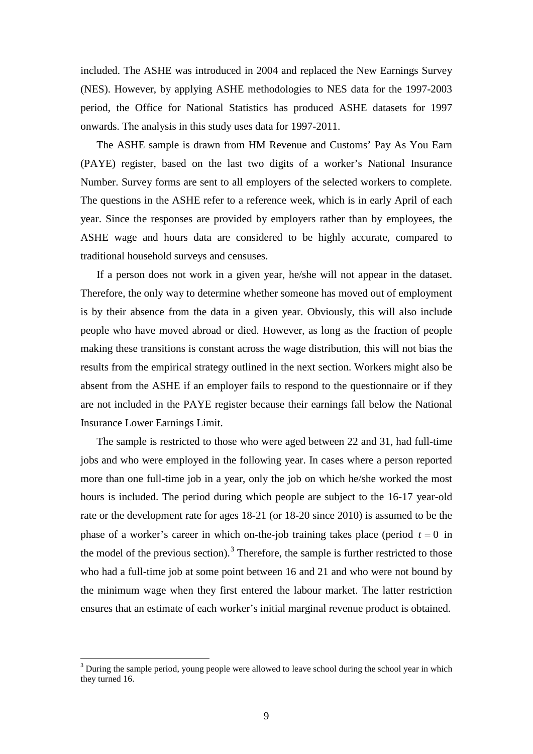included. The ASHE was introduced in 2004 and replaced the New Earnings Survey (NES). However, by applying ASHE methodologies to NES data for the 1997-2003 period, the Office for National Statistics has produced ASHE datasets for 1997 onwards. The analysis in this study uses data for 1997-2011.

The ASHE sample is drawn from HM Revenue and Customs' Pay As You Earn (PAYE) register, based on the last two digits of a worker's National Insurance Number. Survey forms are sent to all employers of the selected workers to complete. The questions in the ASHE refer to a reference week, which is in early April of each year. Since the responses are provided by employers rather than by employees, the ASHE wage and hours data are considered to be highly accurate, compared to traditional household surveys and censuses.

If a person does not work in a given year, he/she will not appear in the dataset. Therefore, the only way to determine whether someone has moved out of employment is by their absence from the data in a given year. Obviously, this will also include people who have moved abroad or died. However, as long as the fraction of people making these transitions is constant across the wage distribution, this will not bias the results from the empirical strategy outlined in the next section. Workers might also be absent from the ASHE if an employer fails to respond to the questionnaire or if they are not included in the PAYE register because their earnings fall below the National Insurance Lower Earnings Limit.

The sample is restricted to those who were aged between 22 and 31, had full-time jobs and who were employed in the following year. In cases where a person reported more than one full-time job in a year, only the job on which he/she worked the most hours is included. The period during which people are subject to the 16-17 year-old rate or the development rate for ages 18-21 (or 18-20 since 2010) is assumed to be the phase of a worker's career in which on-the-job training takes place (period $t = 0$ in the model of the previous section).[3] Therefore, the sample is further restricted to those who had a full-time job at some point between 16 and 21 and who were not bound by the minimum wage when they first entered the labour market. The latter restriction ensures that an estimate of each worker's initial marginal revenue product is obtained.

---

[3] During the sample period, young people were allowed to leave school during the school year in which they turned 16.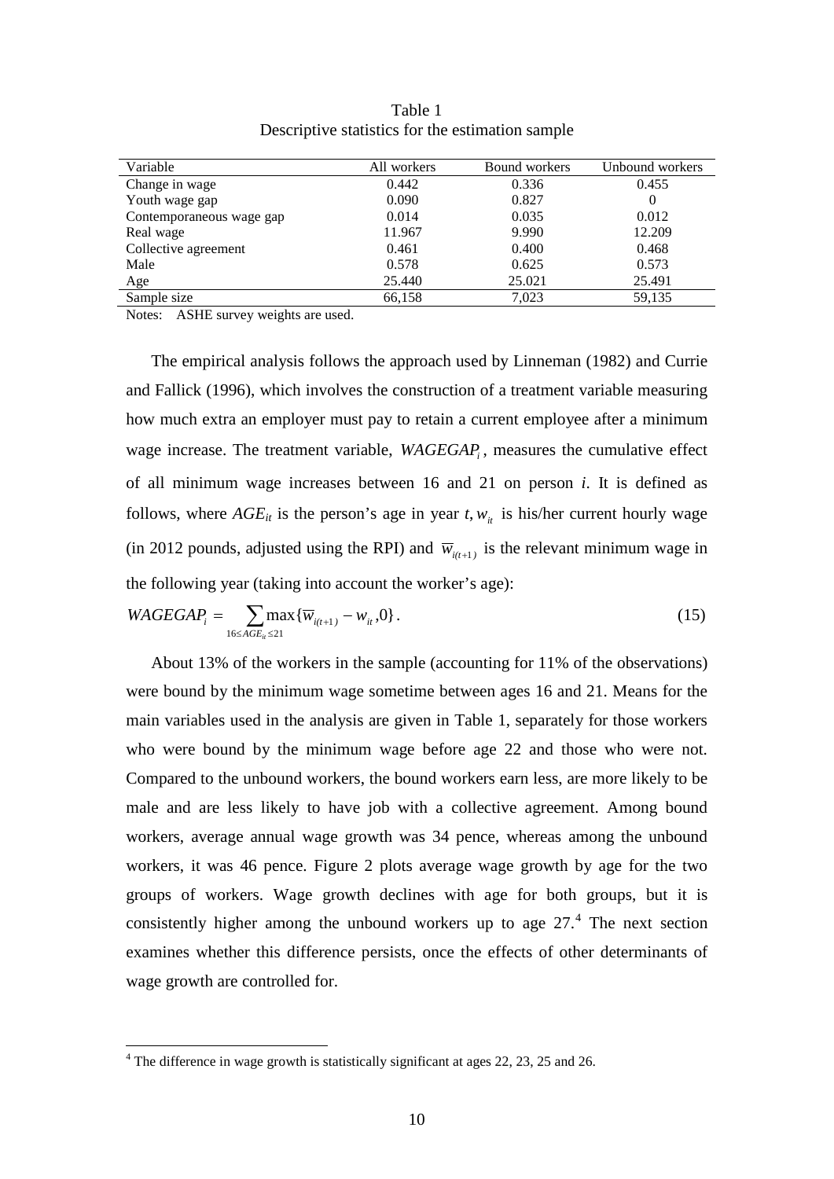Table 1
Descriptive statistics for the estimation sample

| Variable | All workers | Bound workers | Unbound workers |
|---|---|---|---|
| Change in wage | 0.442 | 0.336 | 0.455 |
| Youth wage gap | 0.090 | 0.827 | 0 |
| Contemporaneous wage gap | 0.014 | 0.035 | 0.012 |
| Real wage | 11.967 | 9.990 | 12.209 |
| Collective agreement | 0.461 | 0.400 | 0.468 |
| Male | 0.578 | 0.625 | 0.573 |
| Age | 25.440 | 25.021 | 25.491 |
| Sample size | 66,158 | 7,023 | 59,135 |

Notes: ASHE survey weights are used.

The empirical analysis follows the approach used by Linneman (1982) and Currie and Fallick (1996), which involves the construction of a treatment variable measuring how much extra an employer must pay to retain a current employee after a minimum wage increase. The treatment variable, $WAGEGAP_i$, measures the cumulative effect of all minimum wage increases between 16 and 21 on person *i*. It is defined as follows, where $AGE_{it}$ is the person's age in year $t$, $w_{it}$ is his/her current hourly wage (in 2012 pounds, adjusted using the RPI) and $\overline{w}_{i(t+1)}$ is the relevant minimum wage in the following year (taking into account the worker's age):

$$WAGEGAP_i = \sum_{16 \leq AGE_{it} \leq 21} \max\{\overline{w}_{i(t+1)} - w_{it}, 0\}. \tag{15}$$

About 13% of the workers in the sample (accounting for 11% of the observations) were bound by the minimum wage sometime between ages 16 and 21. Means for the main variables used in the analysis are given in Table 1, separately for those workers who were bound by the minimum wage before age 22 and those who were not. Compared to the unbound workers, the bound workers earn less, are more likely to be male and are less likely to have job with a collective agreement. Among bound workers, average annual wage growth was 34 pence, whereas among the unbound workers, it was 46 pence. Figure 2 plots average wage growth by age for the two groups of workers. Wage growth declines with age for both groups, but it is consistently higher among the unbound workers up to age 27.[4] The next section examines whether this difference persists, once the effects of other determinants of wage growth are controlled for.

[4] The difference in wage growth is statistically significant at ages 22, 23, 25 and 26.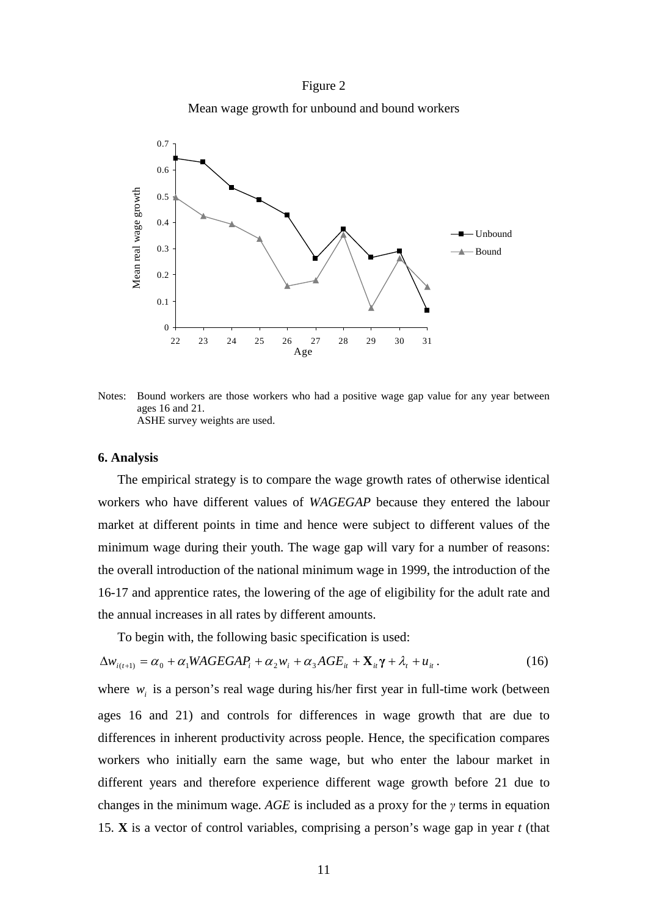Figure 2

Mean wage growth for unbound and bound workers

Notes: Bound workers are those workers who had a positive wage gap value for any year between ages 16 and 21.
ASHE survey weights are used.

### 6. Analysis

The empirical strategy is to compare the wage growth rates of otherwise identical workers who have different values of *WAGEGAP* because they entered the labour market at different points in time and hence were subject to different values of the minimum wage during their youth. The wage gap will vary for a number of reasons: the overall introduction of the national minimum wage in 1999, the introduction of the 16-17 and apprentice rates, the lowering of the age of eligibility for the adult rate and the annual increases in all rates by different amounts.

To begin with, the following basic specification is used:

$$\Delta w_{i(t+1)} = \alpha_0 + \alpha_1 WAGEGAP_i + \alpha_2 w_i + \alpha_3 AGE_{it} + \mathbf{X}_{it}\boldsymbol{\gamma} + \lambda_t + u_{it}. \quad (16)$$

where $w_i$ is a person's real wage during his/her first year in full-time work (between ages 16 and 21) and controls for differences in wage growth that are due to differences in inherent productivity across people. Hence, the specification compares workers who initially earn the same wage, but who enter the labour market in different years and therefore experience different wage growth before 21 due to changes in the minimum wage. *AGE* is included as a proxy for the $\gamma$ terms in equation 15. **X** is a vector of control variables, comprising a person's wage gap in year *t* (that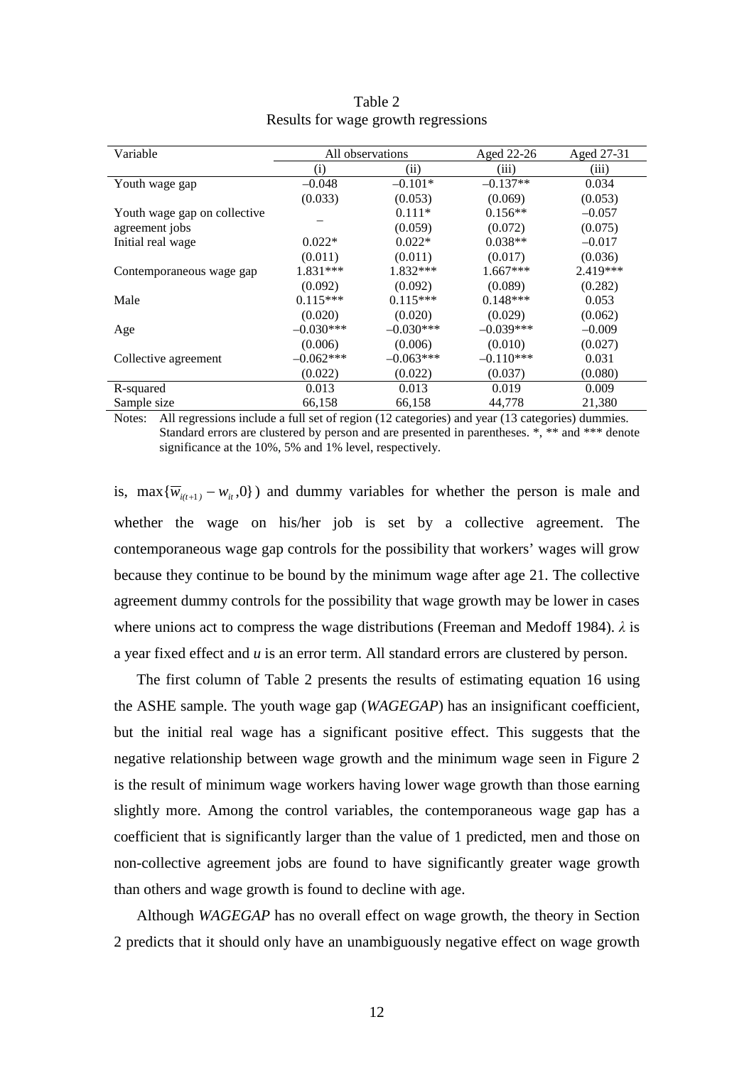Table 2
Results for wage growth regressions

| Variable | All observations | | Aged 22-26 | Aged 27-31 |
|---|---|---|---|---|
| | (i) | (ii) | (iii) | (iii) |
| Youth wage gap | –0.048 | –0.101* | –0.137** | 0.034 |
| | (0.033) | (0.053) | (0.069) | (0.053) |
| Youth wage gap on collective agreement jobs | – | 0.111* | 0.156** | –0.057 |
| | | (0.059) | (0.072) | (0.075) |
| Initial real wage | 0.022* | 0.022* | 0.038** | –0.017 |
| | (0.011) | (0.011) | (0.017) | (0.036) |
| Contemporaneous wage gap | 1.831*** | 1.832*** | 1.667*** | 2.419*** |
| | (0.092) | (0.092) | (0.089) | (0.282) |
| Male | 0.115*** | 0.115*** | 0.148*** | 0.053 |
| | (0.020) | (0.020) | (0.029) | (0.062) |
| Age | –0.030*** | –0.030*** | –0.039*** | –0.009 |
| | (0.006) | (0.006) | (0.010) | (0.027) |
| Collective agreement | –0.062*** | –0.063*** | –0.110*** | 0.031 |
| | (0.022) | (0.022) | (0.037) | (0.080) |
| R-squared | 0.013 | 0.013 | 0.019 | 0.009 |
| Sample size | 66,158 | 66,158 | 44,778 | 21,380 |

Notes: All regressions include a full set of region (12 categories) and year (13 categories) dummies. Standard errors are clustered by person and are presented in parentheses. *, ** and *** denote significance at the 10%, 5% and 1% level, respectively.

is, $\max\{\overline{w}_{i(t+1)} - w_{it}, 0\}$) and dummy variables for whether the person is male and whether the wage on his/her job is set by a collective agreement. The contemporaneous wage gap controls for the possibility that workers' wages will grow because they continue to be bound by the minimum wage after age 21. The collective agreement dummy controls for the possibility that wage growth may be lower in cases where unions act to compress the wage distributions (Freeman and Medoff 1984). $\lambda$ is a year fixed effect and $u$ is an error term. All standard errors are clustered by person.

The first column of Table 2 presents the results of estimating equation 16 using the ASHE sample. The youth wage gap (*WAGEGAP*) has an insignificant coefficient, but the initial real wage has a significant positive effect. This suggests that the negative relationship between wage growth and the minimum wage seen in Figure 2 is the result of minimum wage workers having lower wage growth than those earning slightly more. Among the control variables, the contemporaneous wage gap has a coefficient that is significantly larger than the value of 1 predicted, men and those on non-collective agreement jobs are found to have significantly greater wage growth than others and wage growth is found to decline with age.

Although *WAGEGAP* has no overall effect on wage growth, the theory in Section 2 predicts that it should only have an unambiguously negative effect on wage growth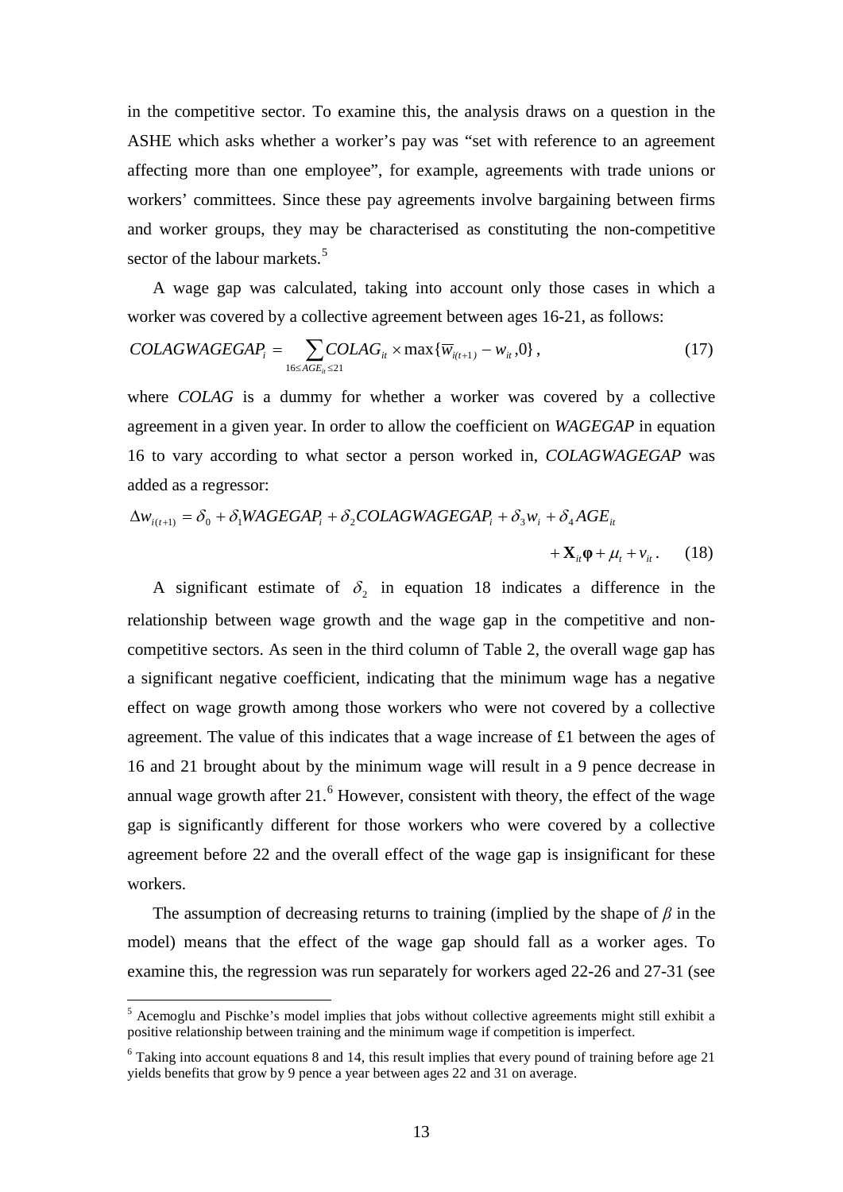in the competitive sector. To examine this, the analysis draws on a question in the ASHE which asks whether a worker's pay was "set with reference to an agreement affecting more than one employee", for example, agreements with trade unions or workers' committees. Since these pay agreements involve bargaining between firms and worker groups, they may be characterised as constituting the non-competitive sector of the labour markets.[5]

A wage gap was calculated, taking into account only those cases in which a worker was covered by a collective agreement between ages 16-21, as follows:

$$COLAGWAGEGAP_i = \sum_{16 \le AGE_{it} \le 21} COLAG_{it} \times \max\{\overline{w}_{i(t+1)} - w_{it}, 0\}, \quad (17)$$

where *COLAG* is a dummy for whether a worker was covered by a collective agreement in a given year. In order to allow the coefficient on *WAGEGAP* in equation 16 to vary according to what sector a person worked in, *COLAGWAGEGAP* was added as a regressor:

$$\Delta w_{i(t+1)} = \delta_0 + \delta_1 WAGEGAP_i + \delta_2 COLAGWAGEGAP_i + \delta_3 w_i + \delta_4 AGE_{it} + \mathbf{X}_{it}\boldsymbol{\varphi} + \mu_t + v_{it}. \quad (18)$$

A significant estimate of $\delta_2$ in equation 18 indicates a difference in the relationship between wage growth and the wage gap in the competitive and non-competitive sectors. As seen in the third column of Table 2, the overall wage gap has a significant negative coefficient, indicating that the minimum wage has a negative effect on wage growth among those workers who were not covered by a collective agreement. The value of this indicates that a wage increase of £1 between the ages of 16 and 21 brought about by the minimum wage will result in a 9 pence decrease in annual wage growth after 21.[6] However, consistent with theory, the effect of the wage gap is significantly different for those workers who were covered by a collective agreement before 22 and the overall effect of the wage gap is insignificant for these workers.

The assumption of decreasing returns to training (implied by the shape of $\beta$ in the model) means that the effect of the wage gap should fall as a worker ages. To examine this, the regression was run separately for workers aged 22-26 and 27-31 (see

[5] Acemoglu and Pischke's model implies that jobs without collective agreements might still exhibit a positive relationship between training and the minimum wage if competition is imperfect.

[6] Taking into account equations 8 and 14, this result implies that every pound of training before age 21 yields benefits that grow by 9 pence a year between ages 22 and 31 on average.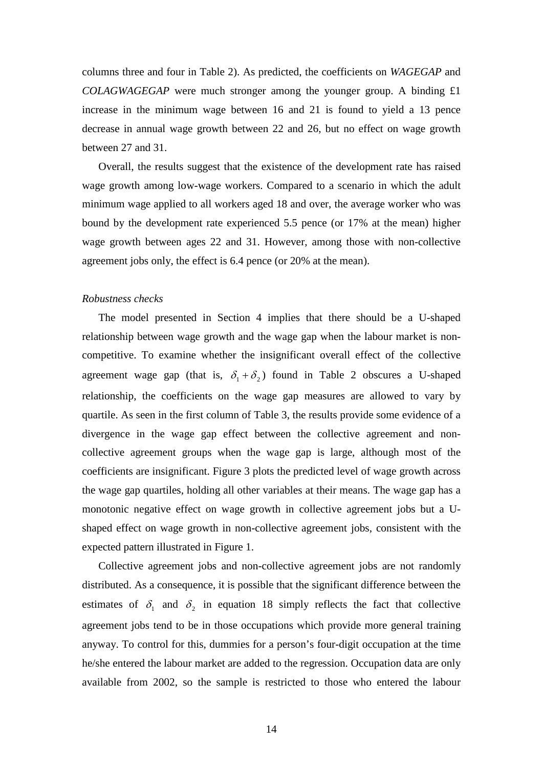columns three and four in Table 2). As predicted, the coefficients on *WAGEGAP* and *COLAGWAGEGAP* were much stronger among the younger group. A binding £1 increase in the minimum wage between 16 and 21 is found to yield a 13 pence decrease in annual wage growth between 22 and 26, but no effect on wage growth between 27 and 31.

Overall, the results suggest that the existence of the development rate has raised wage growth among low-wage workers. Compared to a scenario in which the adult minimum wage applied to all workers aged 18 and over, the average worker who was bound by the development rate experienced 5.5 pence (or 17% at the mean) higher wage growth between ages 22 and 31. However, among those with non-collective agreement jobs only, the effect is 6.4 pence (or 20% at the mean).

*Robustness checks*

The model presented in Section 4 implies that there should be a U-shaped relationship between wage growth and the wage gap when the labour market is non-competitive. To examine whether the insignificant overall effect of the collective agreement wage gap (that is, $\delta_1 + \delta_2$) found in Table 2 obscures a U-shaped relationship, the coefficients on the wage gap measures are allowed to vary by quartile. As seen in the first column of Table 3, the results provide some evidence of a divergence in the wage gap effect between the collective agreement and non-collective agreement groups when the wage gap is large, although most of the coefficients are insignificant. Figure 3 plots the predicted level of wage growth across the wage gap quartiles, holding all other variables at their means. The wage gap has a monotonic negative effect on wage growth in collective agreement jobs but a U-shaped effect on wage growth in non-collective agreement jobs, consistent with the expected pattern illustrated in Figure 1.

Collective agreement jobs and non-collective agreement jobs are not randomly distributed. As a consequence, it is possible that the significant difference between the estimates of $\delta_1$ and $\delta_2$ in equation 18 simply reflects the fact that collective agreement jobs tend to be in those occupations which provide more general training anyway. To control for this, dummies for a person's four-digit occupation at the time he/she entered the labour market are added to the regression. Occupation data are only available from 2002, so the sample is restricted to those who entered the labour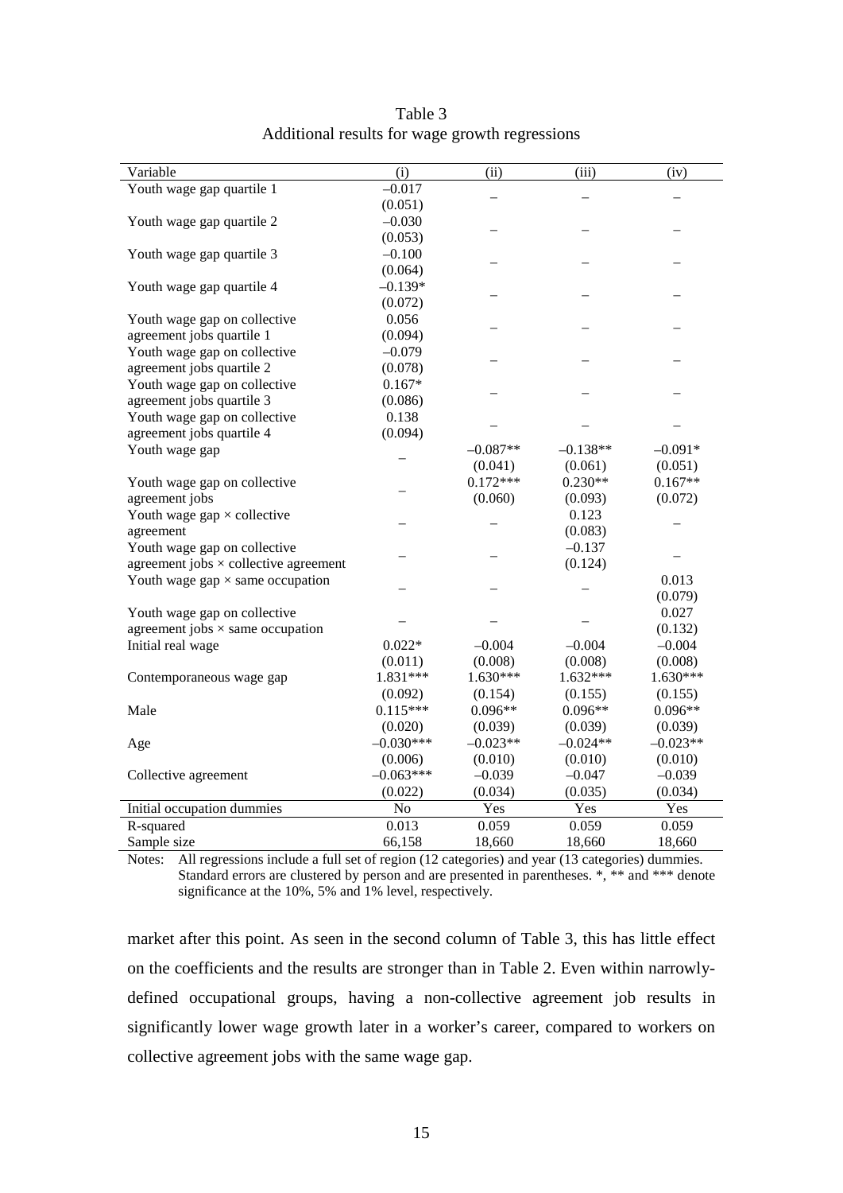Table 3
Additional results for wage growth regressions

| Variable | (i) | (ii) | (iii) | (iv) |
|---|---|---|---|---|
| Youth wage gap quartile 1 | –0.017 | – | – | – |
| | (0.051) | | | |
| Youth wage gap quartile 2 | –0.030 | – | – | – |
| | (0.053) | | | |
| Youth wage gap quartile 3 | –0.100 | – | – | – |
| | (0.064) | | | |
| Youth wage gap quartile 4 | –0.139* | – | – | – |
| | (0.072) | | | |
| Youth wage gap on collective agreement jobs quartile 1 | 0.056 | – | – | – |
| | (0.094) | | | |
| Youth wage gap on collective agreement jobs quartile 2 | –0.079 | – | – | – |
| | (0.078) | | | |
| Youth wage gap on collective agreement jobs quartile 3 | 0.167* | – | – | – |
| | (0.086) | | | |
| Youth wage gap on collective agreement jobs quartile 4 | 0.138 | – | – | – |
| | (0.094) | | | |
| Youth wage gap | – | –0.087** | –0.138** | –0.091* |
| | | (0.041) | (0.061) | (0.051) |
| Youth wage gap on collective agreement jobs | – | 0.172*** | 0.230** | 0.167** |
| | | (0.060) | (0.093) | (0.072) |
| Youth wage gap × collective agreement | – | – | 0.123 | – |
| | | | (0.083) | |
| Youth wage gap on collective agreement jobs × collective agreement | – | – | –0.137 | – |
| | | | (0.124) | |
| Youth wage gap × same occupation | – | – | – | 0.013 |
| | | | | (0.079) |
| Youth wage gap on collective agreement jobs × same occupation | – | – | – | 0.027 |
| | | | | (0.132) |
| Initial real wage | 0.022* | –0.004 | –0.004 | –0.004 |
| | (0.011) | (0.008) | (0.008) | (0.008) |
| Contemporaneous wage gap | 1.831*** | 1.630*** | 1.632*** | 1.630*** |
| | (0.092) | (0.154) | (0.155) | (0.155) |
| Male | 0.115*** | 0.096** | 0.096** | 0.096** |
| | (0.020) | (0.039) | (0.039) | (0.039) |
| Age | –0.030*** | –0.023** | –0.024** | –0.023** |
| | (0.006) | (0.010) | (0.010) | (0.010) |
| Collective agreement | –0.063*** | –0.039 | –0.047 | –0.039 |
| | (0.022) | (0.034) | (0.035) | (0.034) |
| Initial occupation dummies | No | Yes | Yes | Yes |
| R-squared | 0.013 | 0.059 | 0.059 | 0.059 |
| Sample size | 66,158 | 18,660 | 18,660 | 18,660 |

Notes: All regressions include a full set of region (12 categories) and year (13 categories) dummies. Standard errors are clustered by person and are presented in parentheses. *, ** and *** denote significance at the 10%, 5% and 1% level, respectively.

market after this point. As seen in the second column of Table 3, this has little effect on the coefficients and the results are stronger than in Table 2. Even within narrowly-defined occupational groups, having a non-collective agreement job results in significantly lower wage growth later in a worker's career, compared to workers on collective agreement jobs with the same wage gap.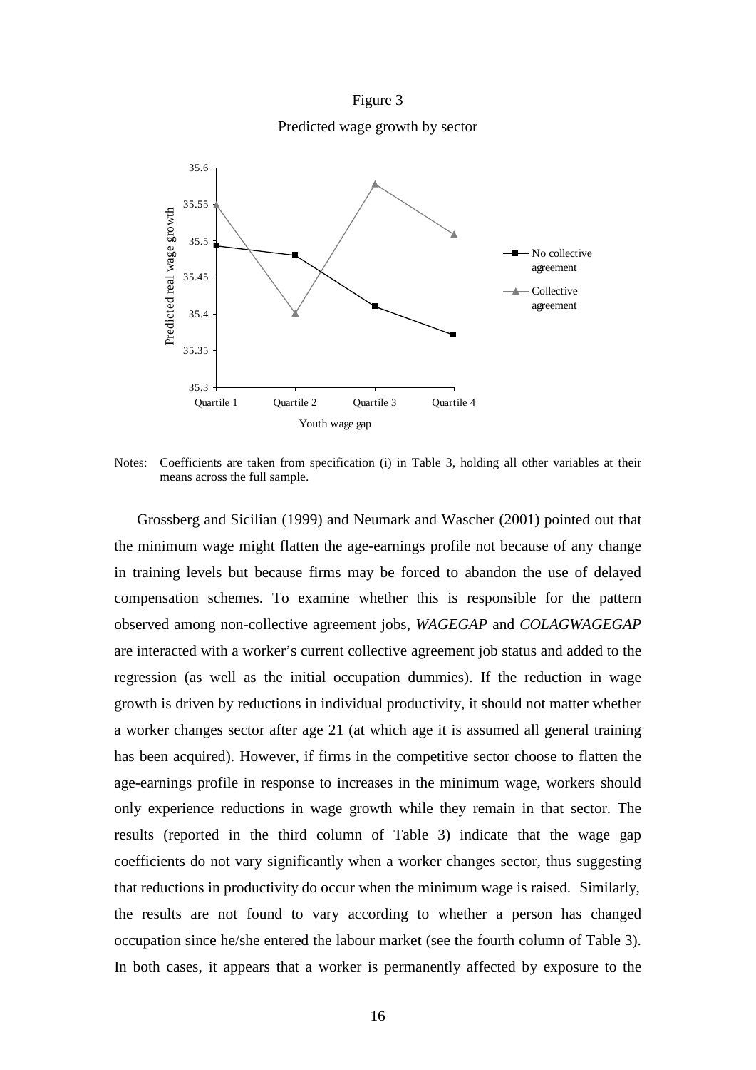Figure 3

Predicted wage growth by sector

Notes: Coefficients are taken from specification (i) in Table 3, holding all other variables at their means across the full sample.

Grossberg and Sicilian (1999) and Neumark and Wascher (2001) pointed out that the minimum wage might flatten the age-earnings profile not because of any change in training levels but because firms may be forced to abandon the use of delayed compensation schemes. To examine whether this is responsible for the pattern observed among non-collective agreement jobs, *WAGEGAP* and *COLAGWAGEGAP* are interacted with a worker's current collective agreement job status and added to the regression (as well as the initial occupation dummies). If the reduction in wage growth is driven by reductions in individual productivity, it should not matter whether a worker changes sector after age 21 (at which age it is assumed all general training has been acquired). However, if firms in the competitive sector choose to flatten the age-earnings profile in response to increases in the minimum wage, workers should only experience reductions in wage growth while they remain in that sector. The results (reported in the third column of Table 3) indicate that the wage gap coefficients do not vary significantly when a worker changes sector, thus suggesting that reductions in productivity do occur when the minimum wage is raised. Similarly, the results are not found to vary according to whether a person has changed occupation since he/she entered the labour market (see the fourth column of Table 3). In both cases, it appears that a worker is permanently affected by exposure to the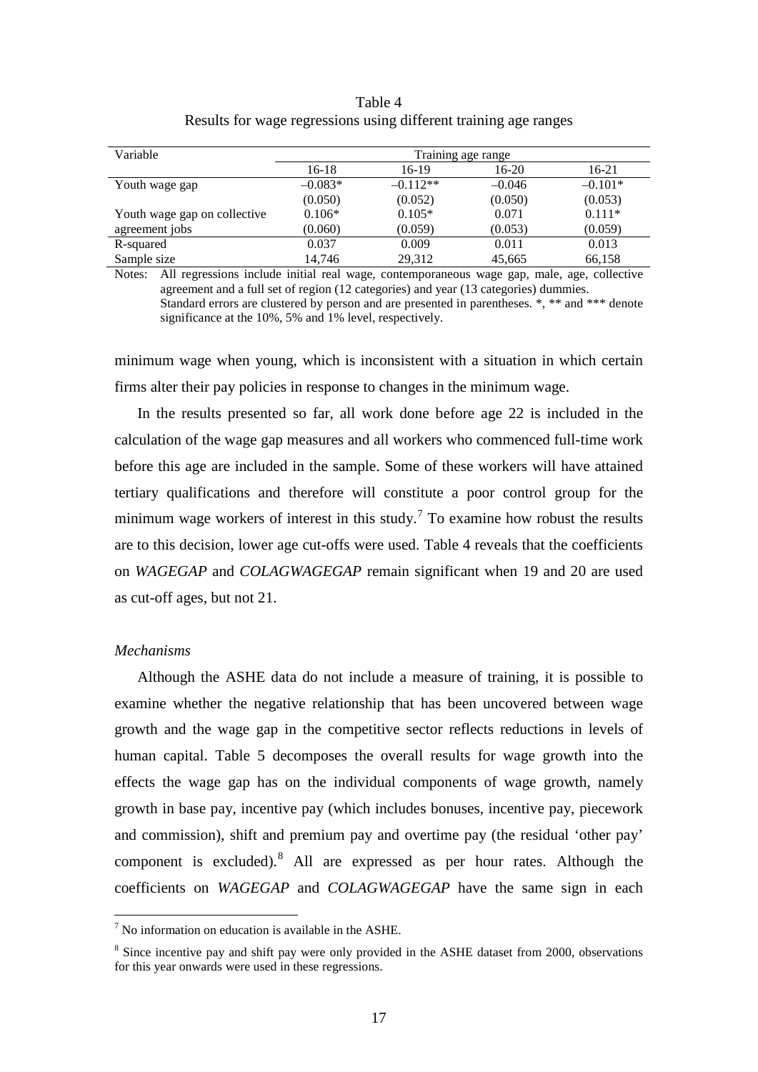Table 4
Results for wage regressions using different training age ranges

| Variable | Training age range | | | |
|---|---|---|---|---|
| | 16-18 | 16-19 | 16-20 | 16-21 |
| Youth wage gap | –0.083* | –0.112** | –0.046 | –0.101* |
| | (0.050) | (0.052) | (0.050) | (0.053) |
| Youth wage gap on collective agreement jobs | 0.106* | 0.105* | 0.071 | 0.111* |
| | (0.060) | (0.059) | (0.053) | (0.059) |
| R-squared | 0.037 | 0.009 | 0.011 | 0.013 |
| Sample size | 14,746 | 29,312 | 45,665 | 66,158 |

Notes: All regressions include initial real wage, contemporaneous wage gap, male, age, collective agreement and a full set of region (12 categories) and year (13 categories) dummies. Standard errors are clustered by person and are presented in parentheses. *, ** and *** denote significance at the 10%, 5% and 1% level, respectively.

minimum wage when young, which is inconsistent with a situation in which certain firms alter their pay policies in response to changes in the minimum wage.

In the results presented so far, all work done before age 22 is included in the calculation of the wage gap measures and all workers who commenced full-time work before this age are included in the sample. Some of these workers will have attained tertiary qualifications and therefore will constitute a poor control group for the minimum wage workers of interest in this study.[7] To examine how robust the results are to this decision, lower age cut-offs were used. Table 4 reveals that the coefficients on *WAGEGAP* and *COLAGWAGEGAP* remain significant when 19 and 20 are used as cut-off ages, but not 21.

*Mechanisms*

Although the ASHE data do not include a measure of training, it is possible to examine whether the negative relationship that has been uncovered between wage growth and the wage gap in the competitive sector reflects reductions in levels of human capital. Table 5 decomposes the overall results for wage growth into the effects the wage gap has on the individual components of wage growth, namely growth in base pay, incentive pay (which includes bonuses, incentive pay, piecework and commission), shift and premium pay and overtime pay (the residual 'other pay' component is excluded).[8] All are expressed as per hour rates. Although the coefficients on *WAGEGAP* and *COLAGWAGEGAP* have the same sign in each

[7] No information on education is available in the ASHE.

[8] Since incentive pay and shift pay were only provided in the ASHE dataset from 2000, observations for this year onwards were used in these regressions.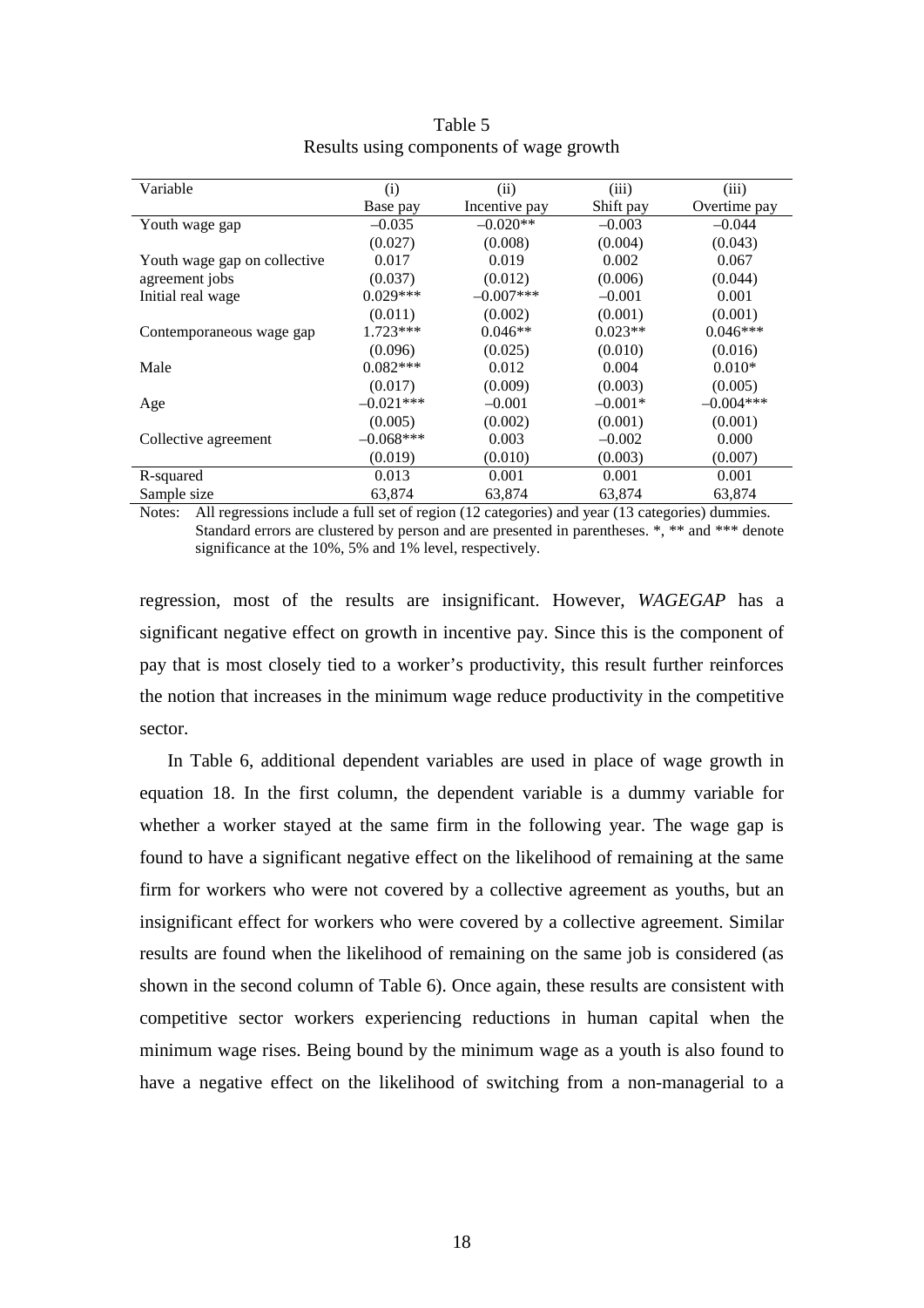Table 5
Results using components of wage growth

| Variable | (i)<br>Base pay | (ii)<br>Incentive pay | (iii)<br>Shift pay | (iii)<br>Overtime pay |
|---|---|---|---|---|
| Youth wage gap | –0.035 | –0.020** | –0.003 | –0.044 |
| | (0.027) | (0.008) | (0.004) | (0.043) |
| Youth wage gap on collective agreement jobs | 0.017 | 0.019 | 0.002 | 0.067 |
| | (0.037) | (0.012) | (0.006) | (0.044) |
| Initial real wage | 0.029*** | –0.007*** | –0.001 | 0.001 |
| | (0.011) | (0.002) | (0.001) | (0.001) |
| Contemporaneous wage gap | 1.723*** | 0.046** | 0.023** | 0.046*** |
| | (0.096) | (0.025) | (0.010) | (0.016) |
| Male | 0.082*** | 0.012 | 0.004 | 0.010* |
| | (0.017) | (0.009) | (0.003) | (0.005) |
| Age | –0.021*** | –0.001 | –0.001* | –0.004*** |
| | (0.005) | (0.002) | (0.001) | (0.001) |
| Collective agreement | –0.068*** | 0.003 | –0.002 | 0.000 |
| | (0.019) | (0.010) | (0.003) | (0.007) |
| R-squared | 0.013 | 0.001 | 0.001 | 0.001 |
| Sample size | 63,874 | 63,874 | 63,874 | 63,874 |

Notes: All regressions include a full set of region (12 categories) and year (13 categories) dummies. Standard errors are clustered by person and are presented in parentheses. *, ** and *** denote significance at the 10%, 5% and 1% level, respectively.

regression, most of the results are insignificant. However, *WAGEGAP* has a significant negative effect on growth in incentive pay. Since this is the component of pay that is most closely tied to a worker's productivity, this result further reinforces the notion that increases in the minimum wage reduce productivity in the competitive sector.

In Table 6, additional dependent variables are used in place of wage growth in equation 18. In the first column, the dependent variable is a dummy variable for whether a worker stayed at the same firm in the following year. The wage gap is found to have a significant negative effect on the likelihood of remaining at the same firm for workers who were not covered by a collective agreement as youths, but an insignificant effect for workers who were covered by a collective agreement. Similar results are found when the likelihood of remaining on the same job is considered (as shown in the second column of Table 6). Once again, these results are consistent with competitive sector workers experiencing reductions in human capital when the minimum wage rises. Being bound by the minimum wage as a youth is also found to have a negative effect on the likelihood of switching from a non-managerial to a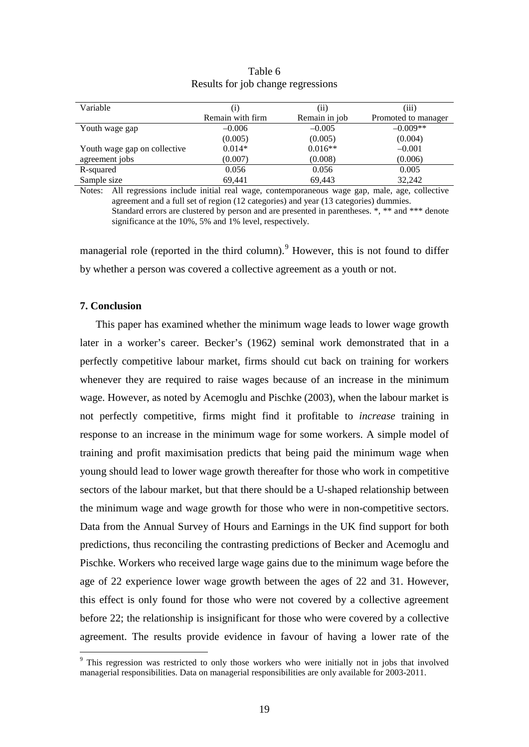Table 6
Results for job change regressions

| Variable | (i) Remain with firm | (ii) Remain in job | (iii) Promoted to manager |
|---|---|---|---|
| Youth wage gap | –0.006 | –0.005 | –0.009** |
| | (0.005) | (0.005) | (0.004) |
| Youth wage gap on collective agreement jobs | 0.014* | 0.016** | –0.001 |
| | (0.007) | (0.008) | (0.006) |
| R-squared | 0.056 | 0.056 | 0.005 |
| Sample size | 69,441 | 69,443 | 32,242 |

Notes: All regressions include initial real wage, contemporaneous wage gap, male, age, collective agreement and a full set of region (12 categories) and year (13 categories) dummies. Standard errors are clustered by person and are presented in parentheses. *, ** and *** denote significance at the 10%, 5% and 1% level, respectively.

managerial role (reported in the third column).[9] However, this is not found to differ by whether a person was covered a collective agreement as a youth or not.

### 7. Conclusion

This paper has examined whether the minimum wage leads to lower wage growth later in a worker's career. Becker's (1962) seminal work demonstrated that in a perfectly competitive labour market, firms should cut back on training for workers whenever they are required to raise wages because of an increase in the minimum wage. However, as noted by Acemoglu and Pischke (2003), when the labour market is not perfectly competitive, firms might find it profitable to *increase* training in response to an increase in the minimum wage for some workers. A simple model of training and profit maximisation predicts that being paid the minimum wage when young should lead to lower wage growth thereafter for those who work in competitive sectors of the labour market, but that there should be a U-shaped relationship between the minimum wage and wage growth for those who were in non-competitive sectors. Data from the Annual Survey of Hours and Earnings in the UK find support for both predictions, thus reconciling the contrasting predictions of Becker and Acemoglu and Pischke. Workers who received large wage gains due to the minimum wage before the age of 22 experience lower wage growth between the ages of 22 and 31. However, this effect is only found for those who were not covered by a collective agreement before 22; the relationship is insignificant for those who were covered by a collective agreement. The results provide evidence in favour of having a lower rate of the

[9] This regression was restricted to only those workers who were initially not in jobs that involved managerial responsibilities. Data on managerial responsibilities are only available for 2003-2011.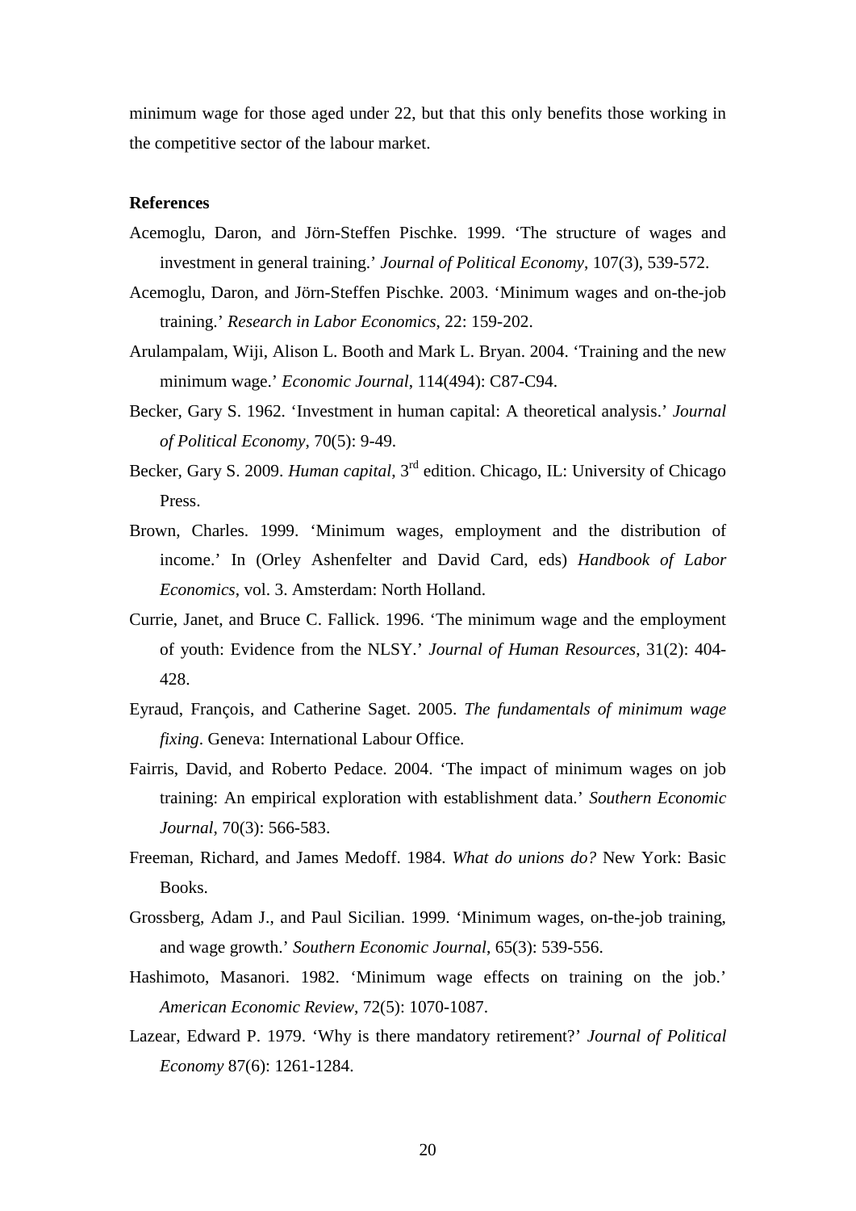minimum wage for those aged under 22, but that this only benefits those working in the competitive sector of the labour market.

**References**

Acemoglu, Daron, and Jörn-Steffen Pischke. 1999. 'The structure of wages and investment in general training.' *Journal of Political Economy*, 107(3), 539-572.

Acemoglu, Daron, and Jörn-Steffen Pischke. 2003. 'Minimum wages and on-the-job training.' *Research in Labor Economics*, 22: 159-202.

Arulampalam, Wiji, Alison L. Booth and Mark L. Bryan. 2004. 'Training and the new minimum wage.' *Economic Journal*, 114(494): C87-C94.

Becker, Gary S. 1962. 'Investment in human capital: A theoretical analysis.' *Journal of Political Economy*, 70(5): 9-49.

Becker, Gary S. 2009. *Human capital*, 3rd edition. Chicago, IL: University of Chicago Press.

Brown, Charles. 1999. 'Minimum wages, employment and the distribution of income.' In (Orley Ashenfelter and David Card, eds) *Handbook of Labor Economics*, vol. 3. Amsterdam: North Holland.

Currie, Janet, and Bruce C. Fallick. 1996. 'The minimum wage and the employment of youth: Evidence from the NLSY.' *Journal of Human Resources*, 31(2): 404-428.

Eyraud, François, and Catherine Saget. 2005. *The fundamentals of minimum wage fixing*. Geneva: International Labour Office.

Fairris, David, and Roberto Pedace. 2004. 'The impact of minimum wages on job training: An empirical exploration with establishment data.' *Southern Economic Journal*, 70(3): 566-583.

Freeman, Richard, and James Medoff. 1984. *What do unions do?* New York: Basic Books.

Grossberg, Adam J., and Paul Sicilian. 1999. 'Minimum wages, on-the-job training, and wage growth.' *Southern Economic Journal*, 65(3): 539-556.

Hashimoto, Masanori. 1982. 'Minimum wage effects on training on the job.' *American Economic Review*, 72(5): 1070-1087.

Lazear, Edward P. 1979. 'Why is there mandatory retirement?' *Journal of Political Economy* 87(6): 1261-1284.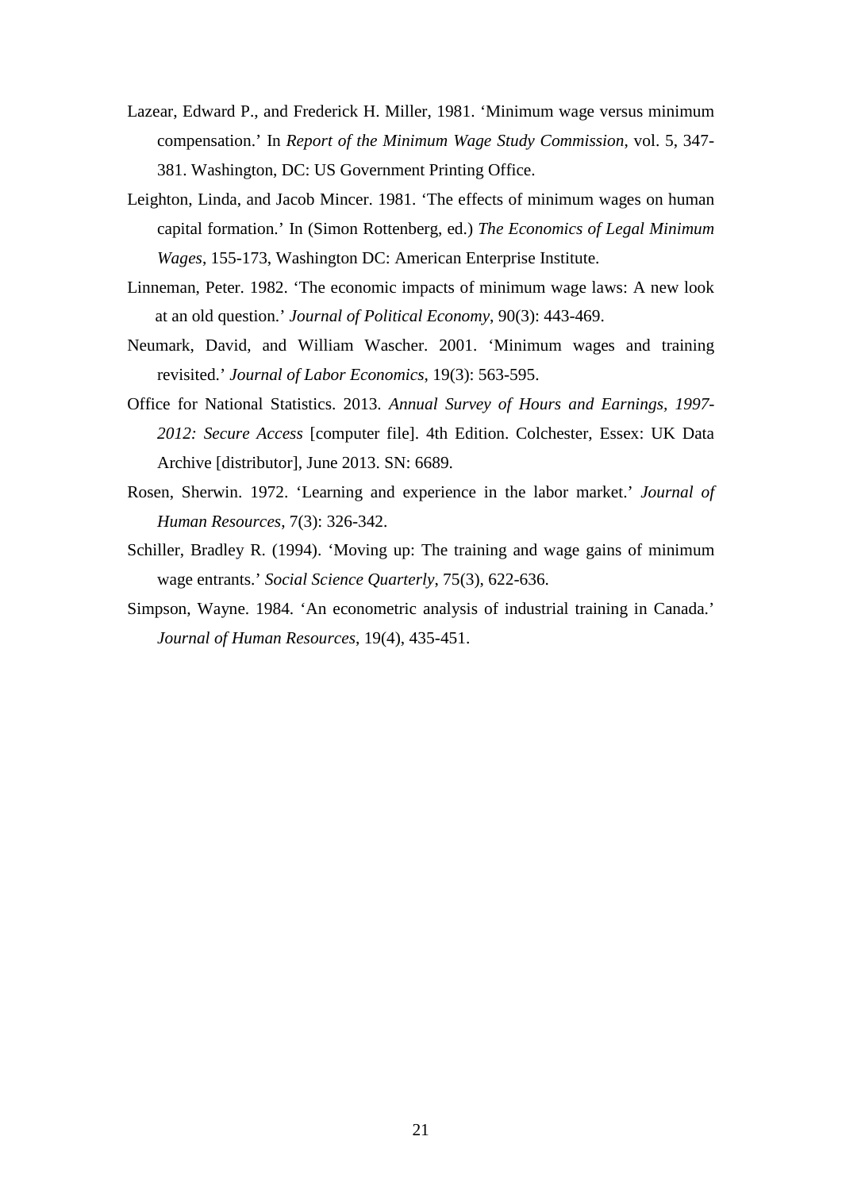Lazear, Edward P., and Frederick H. Miller, 1981. 'Minimum wage versus minimum compensation.' In *Report of the Minimum Wage Study Commission*, vol. 5, 347-381. Washington, DC: US Government Printing Office.

Leighton, Linda, and Jacob Mincer. 1981. 'The effects of minimum wages on human capital formation.' In (Simon Rottenberg, ed.) *The Economics of Legal Minimum Wages*, 155-173, Washington DC: American Enterprise Institute.

Linneman, Peter. 1982. 'The economic impacts of minimum wage laws: A new look at an old question.' *Journal of Political Economy*, 90(3): 443-469.

Neumark, David, and William Wascher. 2001. 'Minimum wages and training revisited.' *Journal of Labor Economics*, 19(3): 563-595.

Office for National Statistics. 2013. *Annual Survey of Hours and Earnings, 1997-2012: Secure Access* [computer file]. 4th Edition. Colchester, Essex: UK Data Archive [distributor], June 2013. SN: 6689.

Rosen, Sherwin. 1972. 'Learning and experience in the labor market.' *Journal of Human Resources*, 7(3): 326-342.

Schiller, Bradley R. (1994). 'Moving up: The training and wage gains of minimum wage entrants.' *Social Science Quarterly*, 75(3), 622-636.

Simpson, Wayne. 1984. 'An econometric analysis of industrial training in Canada.' *Journal of Human Resources*, 19(4), 435-451.